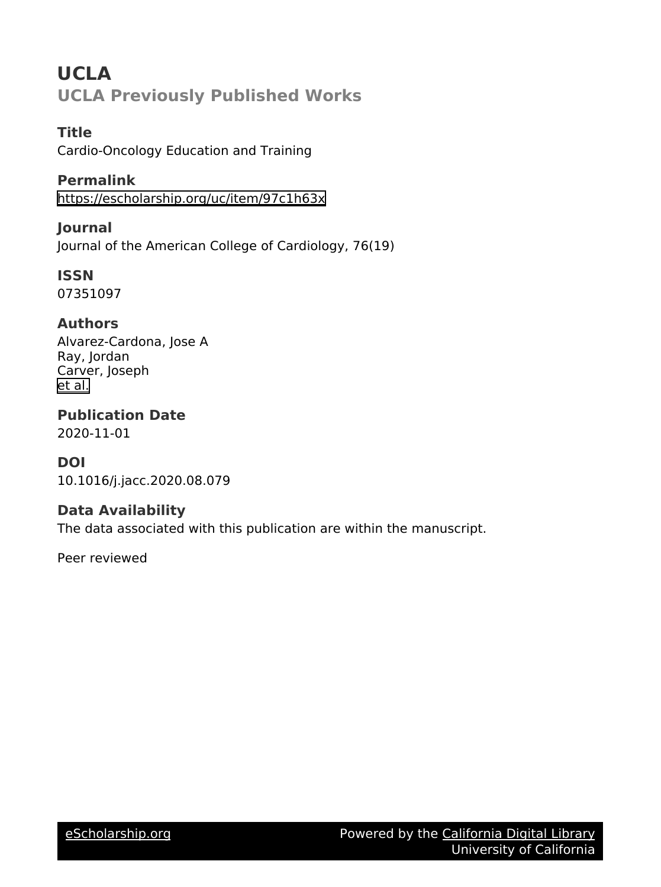# UCLA

## UCLA Previously Published Works

### Title

Cardio-Oncology Education and Training

### Permalink

https://escholarship.org/uc/item/97c1h63x

### Journal

Journal of the American College of Cardiology, 76(19)

### ISSN

07351097

### Authors

Alvarez-Cardona, Jose A
Ray, Jordan
Carver, Joseph
et al.

### Publication Date

2020-11-01

### DOI

10.1016/j.jacc.2020.08.079

### Data Availability

The data associated with this publication are within the manuscript.

Peer reviewed

eScholarship.org Powered by the California Digital Library University of California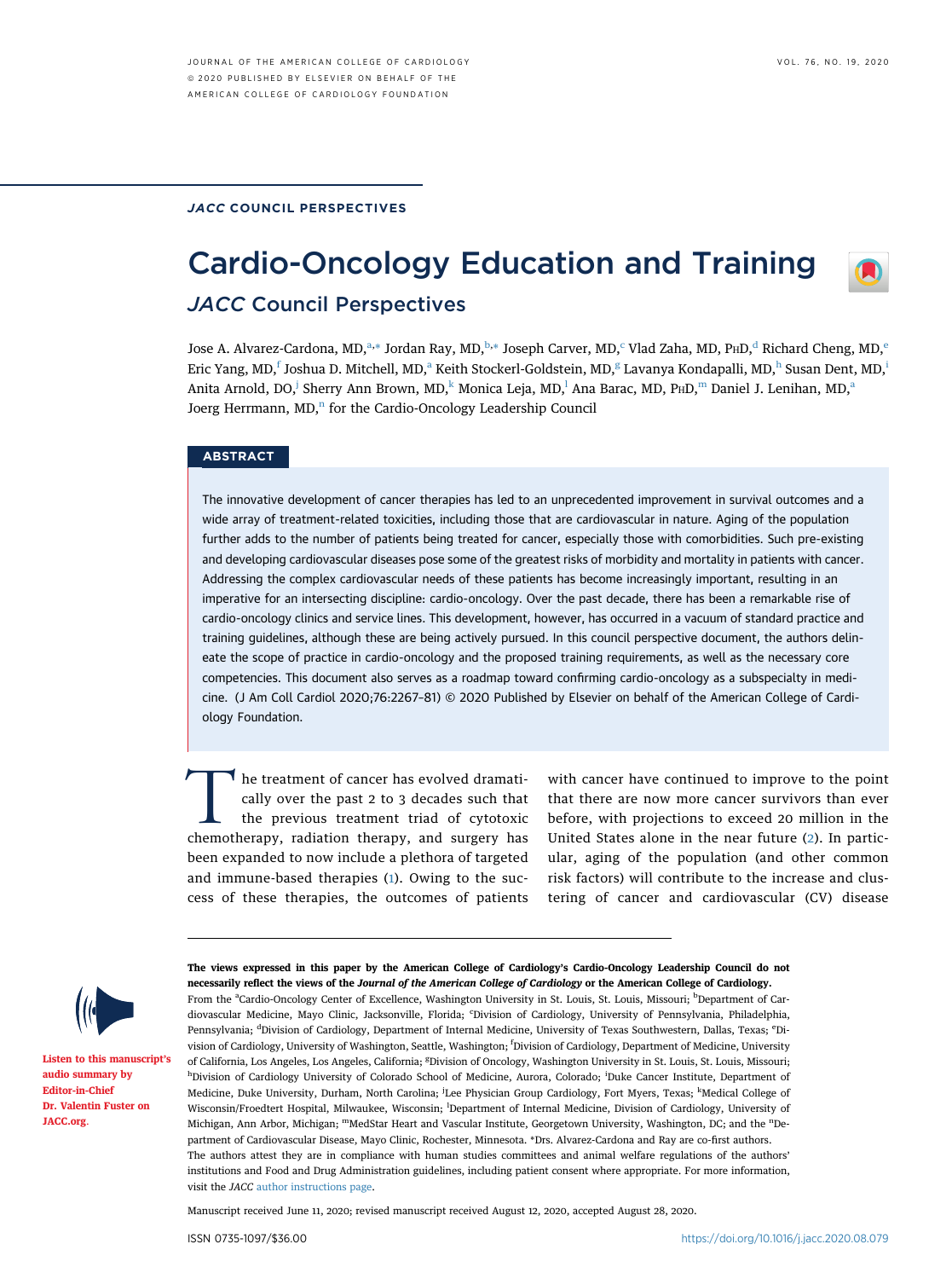JACC COUNCIL PERSPECTIVES

# Cardio-Oncology Education and Training

## JACC Council Perspectives

Jose A. Alvarez-Cardona, MD,[a,*] Jordan Ray, MD,[b,*] Joseph Carver, MD,[c] Vlad Zaha, MD, PhD,[d] Richard Cheng, MD,[e] Eric Yang, MD,[f] Joshua D. Mitchell, MD,[a] Keith Stockerl-Goldstein, MD,[g] Lavanya Kondapalli, MD,[h] Susan Dent, MD,[i] Anita Arnold, DO,[j] Sherry Ann Brown, MD,[k] Monica Leja, MD,[l] Ana Barac, MD, PhD,[m] Daniel J. Lenihan, MD,[a] Joerg Herrmann, MD,[n] for the Cardio-Oncology Leadership Council

### ABSTRACT

The innovative development of cancer therapies has led to an unprecedented improvement in survival outcomes and a wide array of treatment-related toxicities, including those that are cardiovascular in nature. Aging of the population further adds to the number of patients being treated for cancer, especially those with comorbidities. Such pre-existing and developing cardiovascular diseases pose some of the greatest risks of morbidity and mortality in patients with cancer. Addressing the complex cardiovascular needs of these patients has become increasingly important, resulting in an imperative for an intersecting discipline: cardio-oncology. Over the past decade, there has been a remarkable rise of cardio-oncology clinics and service lines. This development, however, has occurred in a vacuum of standard practice and training guidelines, although these are being actively pursued. In this council perspective document, the authors delineate the scope of practice in cardio-oncology and the proposed training requirements, as well as the necessary core competencies. This document also serves as a roadmap toward confirming cardio-oncology as a subspecialty in medicine. (J Am Coll Cardiol 2020;76:2267–81) © 2020 Published by Elsevier on behalf of the American College of Cardiology Foundation.

The treatment of cancer has evolved dramatically over the past 2 to 3 decades such that the previous treatment triad of cytotoxic chemotherapy, radiation therapy, and surgery has been expanded to now include a plethora of targeted and immune-based therapies (1). Owing to the success of these therapies, the outcomes of patients with cancer have continued to improve to the point that there are now more cancer survivors than ever before, with projections to exceed 20 million in the United States alone in the near future (2). In particular, aging of the population (and other common risk factors) will contribute to the increase and clustering of cancer and cardiovascular (CV) disease

---

**The views expressed in this paper by the American College of Cardiology's Cardio-Oncology Leadership Council do not necessarily reflect the views of the *Journal of the American College of Cardiology* or the American College of Cardiology.**

From the [a]Cardio-Oncology Center of Excellence, Washington University in St. Louis, St. Louis, Missouri; [b]Department of Cardiovascular Medicine, Mayo Clinic, Jacksonville, Florida; [c]Division of Cardiology, University of Pennsylvania, Philadelphia, Pennsylvania; [d]Division of Cardiology, Department of Internal Medicine, University of Texas Southwestern, Dallas, Texas; [e]Division of Cardiology, University of Washington, Seattle, Washington; [f]Division of Cardiology, Department of Medicine, University of California, Los Angeles, Los Angeles, California; [g]Division of Oncology, Washington University in St. Louis, St. Louis, Missouri; [h]Division of Cardiology University of Colorado School of Medicine, Aurora, Colorado; [i]Duke Cancer Institute, Department of Medicine, Duke University, Durham, North Carolina; [j]Lee Physician Group Cardiology, Fort Myers, Texas; [k]Medical College of Wisconsin/Froedtert Hospital, Milwaukee, Wisconsin; [l]Department of Internal Medicine, Division of Cardiology, University of Michigan, Ann Arbor, Michigan; [m]MedStar Heart and Vascular Institute, Georgetown University, Washington, DC; and the [n]Department of Cardiovascular Disease, Mayo Clinic, Rochester, Minnesota. *Drs. Alvarez-Cardona and Ray are co-first authors.

The authors attest they are in compliance with human studies committees and animal welfare regulations of the authors' institutions and Food and Drug Administration guidelines, including patient consent where appropriate. For more information, visit the *JACC* author instructions page.

Listen to this manuscript's audio summary by Editor-in-Chief Dr. Valentin Fuster on JACC.org.

Manuscript received June 11, 2020; revised manuscript received August 12, 2020, accepted August 28, 2020.

ISSN 0735-1097/$36.00 https://doi.org/10.1016/j.jacc.2020.08.079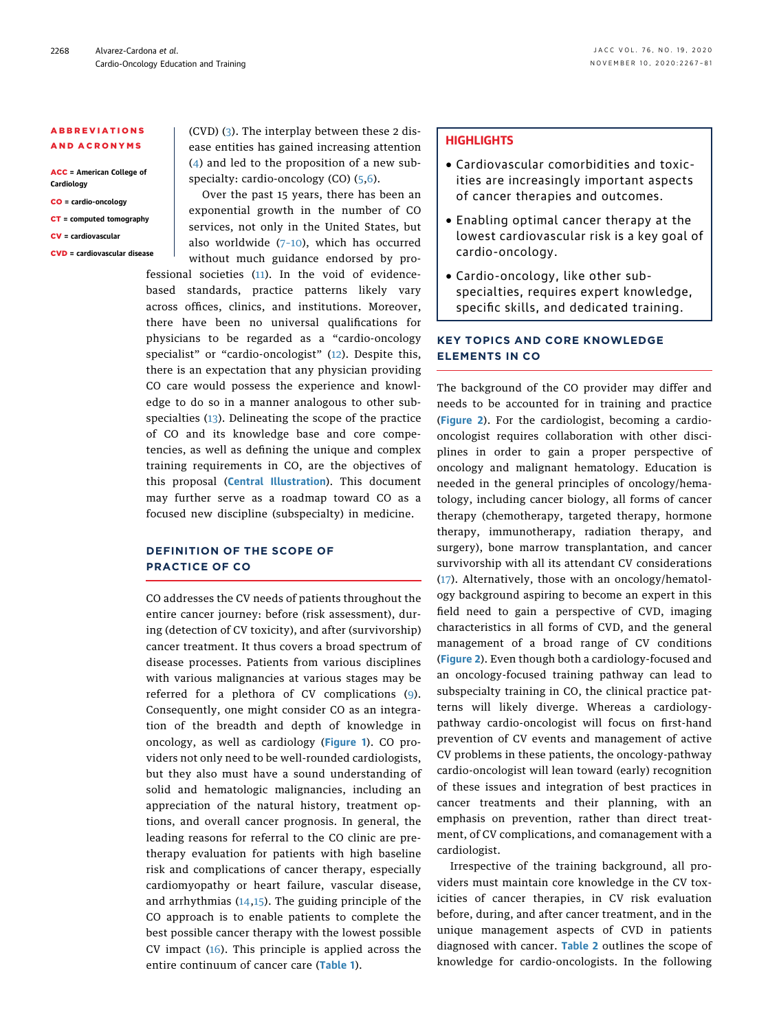**ABBREVIATIONS AND ACRONYMS**

**ACC** = American College of Cardiology

**CO** = cardio-oncology

**CT** = computed tomography

**CV** = cardiovascular

**CVD** = cardiovascular disease

(CVD) (3). The interplay between these 2 disease entities has gained increasing attention (4) and led to the proposition of a new subspecialty: cardio-oncology (CO) (5,6).

Over the past 15 years, there has been an exponential growth in the number of CO services, not only in the United States, but also worldwide (7–10), which has occurred without much guidance endorsed by professional societies (11). In the void of evidence-based standards, practice patterns likely vary across offices, clinics, and institutions. Moreover, there have been no universal qualifications for physicians to be regarded as a "cardio-oncology specialist" or "cardio-oncologist" (12). Despite this, there is an expectation that any physician providing CO care would possess the experience and knowledge to do so in a manner analogous to other subspecialties (13). Delineating the scope of the practice of CO and its knowledge base and core competencies, as well as defining the unique and complex training requirements in CO, are the objectives of this proposal (**Central Illustration**). This document may further serve as a roadmap toward CO as a focused new discipline (subspecialty) in medicine.

## DEFINITION OF THE SCOPE OF PRACTICE OF CO

CO addresses the CV needs of patients throughout the entire cancer journey: before (risk assessment), during (detection of CV toxicity), and after (survivorship) cancer treatment. It thus covers a broad spectrum of disease processes. Patients from various disciplines with various malignancies at various stages may be referred for a plethora of CV complications (9). Consequently, one might consider CO as an integration of the breadth and depth of knowledge in oncology, as well as cardiology (**Figure 1**). CO providers not only need to be well-rounded cardiologists, but they also must have a sound understanding of solid and hematologic malignancies, including an appreciation of the natural history, treatment options, and overall cancer prognosis. In general, the leading reasons for referral to the CO clinic are pre-therapy evaluation for patients with high baseline risk and complications of cancer therapy, especially cardiomyopathy or heart failure, vascular disease, and arrhythmias (14,15). The guiding principle of the CO approach is to enable patients to complete the best possible cancer therapy with the lowest possible CV impact (16). This principle is applied across the entire continuum of cancer care (**Table 1**).

**HIGHLIGHTS**

- Cardiovascular comorbidities and toxicities are increasingly important aspects of cancer therapies and outcomes.
- Enabling optimal cancer therapy at the lowest cardiovascular risk is a key goal of cardio-oncology.
- Cardio-oncology, like other subspecialties, requires expert knowledge, specific skills, and dedicated training.

## KEY TOPICS AND CORE KNOWLEDGE ELEMENTS IN CO

The background of the CO provider may differ and needs to be accounted for in training and practice (**Figure 2**). For the cardiologist, becoming a cardio-oncologist requires collaboration with other disciplines in order to gain a proper perspective of oncology and malignant hematology. Education is needed in the general principles of oncology/hematology, including cancer biology, all forms of cancer therapy (chemotherapy, targeted therapy, hormone therapy, immunotherapy, radiation therapy, and surgery), bone marrow transplantation, and cancer survivorship with all its attendant CV considerations (17). Alternatively, those with an oncology/hematology background aspiring to become an expert in this field need to gain a perspective of CVD, imaging characteristics in all forms of CVD, and the general management of a broad range of CV conditions (**Figure 2**). Even though both a cardiology-focused and an oncology-focused training pathway can lead to subspecialty training in CO, the clinical practice patterns will likely diverge. Whereas a cardiology-pathway cardio-oncologist will focus on first-hand prevention of CV events and management of active CV problems in these patients, the oncology-pathway cardio-oncologist will lean toward (early) recognition of these issues and integration of best practices in cancer treatments and their planning, with an emphasis on prevention, rather than direct treatment, of CV complications, and comanagement with a cardiologist.

Irrespective of the training background, all providers must maintain core knowledge in the CV toxicities of cancer therapies, in CV risk evaluation before, during, and after cancer treatment, and in the unique management aspects of CVD in patients diagnosed with cancer. **Table 2** outlines the scope of knowledge for cardio-oncologists. In the following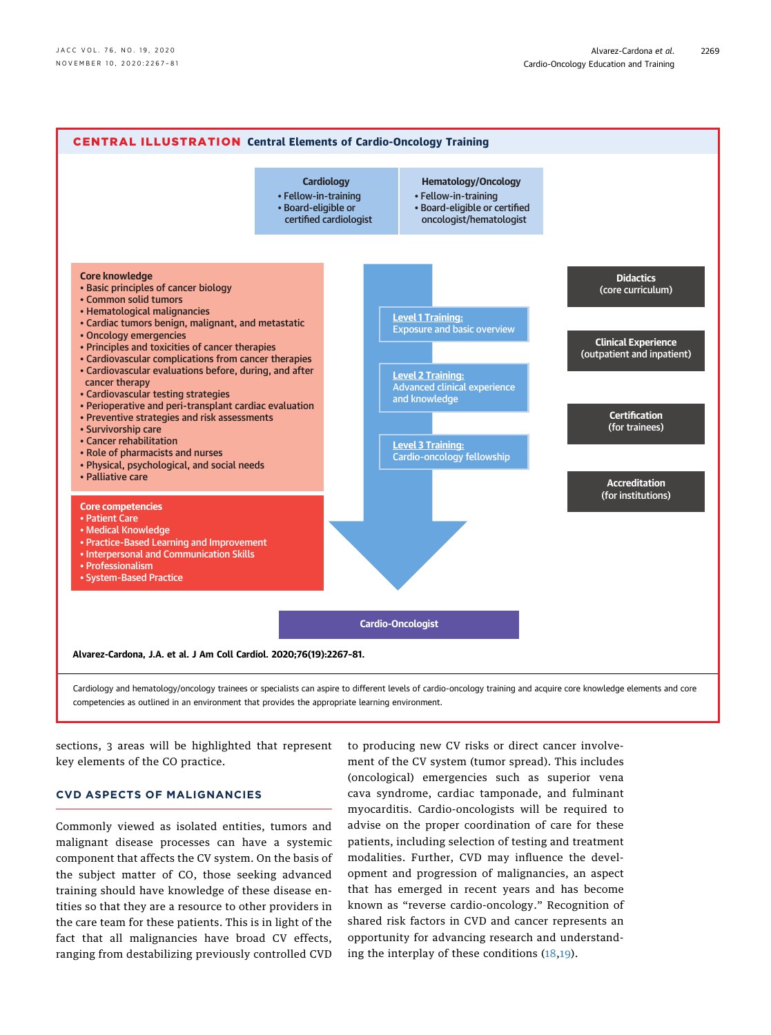**CENTRAL ILLUSTRATION Central Elements of Cardio-Oncology Training**

**Cardiology**
- Fellow-in-training
- Board-eligible or certified cardiologist

**Hematology/Oncology**
- Fellow-in-training
- Board-eligible or certified oncologist/hematologist

**Core knowledge**
- Basic principles of cancer biology
- Common solid tumors
- Hematological malignancies
- Cardiac tumors benign, malignant, and metastatic
- Oncology emergencies
- Principles and toxicities of cancer therapies
- Cardiovascular complications from cancer therapies
- Cardiovascular evaluations before, during, and after cancer therapy
- Cardiovascular testing strategies
- Perioperative and peri-transplant cardiac evaluation
- Preventive strategies and risk assessments
- Survivorship care
- Cancer rehabilitation
- Role of pharmacists and nurses
- Physical, psychological, and social needs
- Palliative care

**Core competencies**
- Patient Care
- Medical Knowledge
- Practice-Based Learning and Improvement
- Interpersonal and Communication Skills
- Professionalism
- System-Based Practice

**Level 1 Training:** Exposure and basic overview

**Level 2 Training:** Advanced clinical experience and knowledge

**Level 3 Training:** Cardio-oncology fellowship

**Didactics** (core curriculum)

**Clinical Experience** (outpatient and inpatient)

**Certification** (for trainees)

**Accreditation** (for institutions)

**Cardio-Oncologist**

**Alvarez-Cardona, J.A. et al. J Am Coll Cardiol. 2020;76(19):2267–81.**

Cardiology and hematology/oncology trainees or specialists can aspire to different levels of cardio-oncology training and acquire core knowledge elements and core competencies as outlined in an environment that provides the appropriate learning environment.

sections, 3 areas will be highlighted that represent key elements of the CO practice.

## CVD ASPECTS OF MALIGNANCIES

Commonly viewed as isolated entities, tumors and malignant disease processes can have a systemic component that affects the CV system. On the basis of the subject matter of CO, those seeking advanced training should have knowledge of these disease entities so that they are a resource to other providers in the care team for these patients. This is in light of the fact that all malignancies have broad CV effects, ranging from destabilizing previously controlled CVD to producing new CV risks or direct cancer involvement of the CV system (tumor spread). This includes (oncological) emergencies such as superior vena cava syndrome, cardiac tamponade, and fulminant myocarditis. Cardio-oncologists will be required to advise on the proper coordination of care for these patients, including selection of testing and treatment modalities. Further, CVD may influence the development and progression of malignancies, an aspect that has emerged in recent years and has become known as "reverse cardio-oncology." Recognition of shared risk factors in CVD and cancer represents an opportunity for advancing research and understanding the interplay of these conditions (18,19).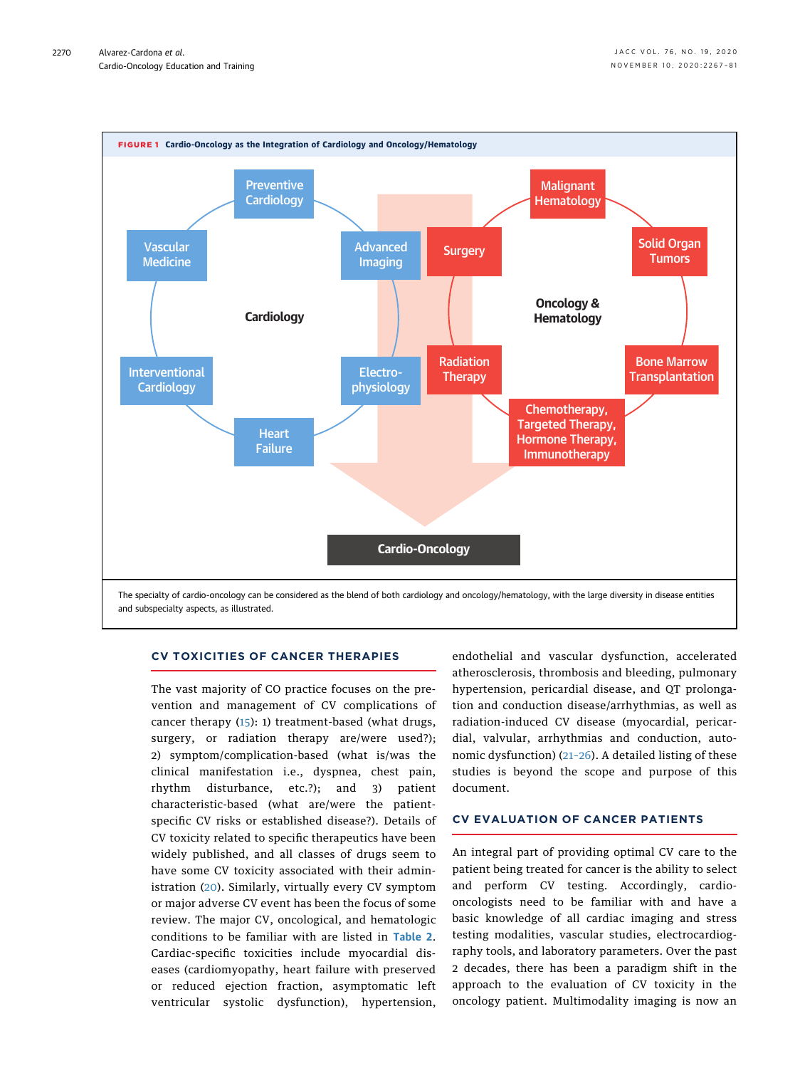**FIGURE 1** Cardio-Oncology as the Integration of Cardiology and Oncology/Hematology

Cardiology: Preventive Cardiology, Advanced Imaging, Electro-physiology, Heart Failure, Interventional Cardiology, Vascular Medicine

Oncology & Hematology: Malignant Hematology, Solid Organ Tumors, Bone Marrow Transplantation, Chemotherapy, Targeted Therapy, Hormone Therapy, Immunotherapy, Radiation Therapy, Surgery

Cardio-Oncology

The specialty of cardio-oncology can be considered as the blend of both cardiology and oncology/hematology, with the large diversity in disease entities and subspecialty aspects, as illustrated.

## CV TOXICITIES OF CANCER THERAPIES

The vast majority of CO practice focuses on the prevention and management of CV complications of cancer therapy (15): 1) treatment-based (what drugs, surgery, or radiation therapy are/were used?); 2) symptom/complication-based (what is/was the clinical manifestation i.e., dyspnea, chest pain, rhythm disturbance, etc.?); and 3) patient characteristic-based (what are/were the patient-specific CV risks or established disease?). Details of CV toxicity related to specific therapeutics have been widely published, and all classes of drugs seem to have some CV toxicity associated with their administration (20). Similarly, virtually every CV symptom or major adverse CV event has been the focus of some review. The major CV, oncological, and hematologic conditions to be familiar with are listed in Table 2. Cardiac-specific toxicities include myocardial diseases (cardiomyopathy, heart failure with preserved or reduced ejection fraction, asymptomatic left ventricular systolic dysfunction), hypertension, endothelial and vascular dysfunction, accelerated atherosclerosis, thrombosis and bleeding, pulmonary hypertension, pericardial disease, and QT prolongation and conduction disease/arrhythmias, as well as radiation-induced CV disease (myocardial, pericardial, valvular, arrhythmias and conduction, autonomic dysfunction) (21–26). A detailed listing of these studies is beyond the scope and purpose of this document.

## CV EVALUATION OF CANCER PATIENTS

An integral part of providing optimal CV care to the patient being treated for cancer is the ability to select and perform CV testing. Accordingly, cardio-oncologists need to be familiar with and have a basic knowledge of all cardiac imaging and stress testing modalities, vascular studies, electrocardiography tools, and laboratory parameters. Over the past 2 decades, there has been a paradigm shift in the approach to the evaluation of CV toxicity in the oncology patient. Multimodality imaging is now an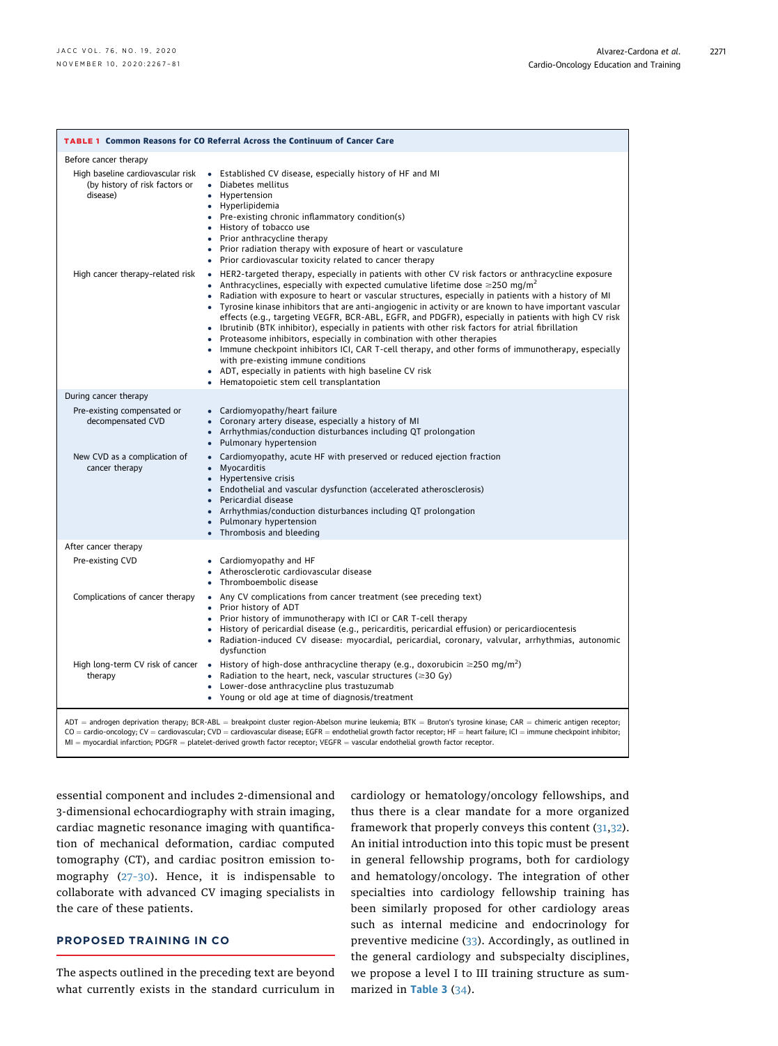**TABLE 1 Common Reasons for CO Referral Across the Continuum of Cancer Care**

| | |
|---|---|
| **Before cancer therapy** | |
| High baseline cardiovascular risk (by history of risk factors or disease) | • Established CV disease, especially history of HF and MI<br>• Diabetes mellitus<br>• Hypertension<br>• Hyperlipidemia<br>• Pre-existing chronic inflammatory condition(s)<br>• History of tobacco use<br>• Prior anthracycline therapy<br>• Prior radiation therapy with exposure of heart or vasculature<br>• Prior cardiovascular toxicity related to cancer therapy |
| High cancer therapy–related risk | • HER2-targeted therapy, especially in patients with other CV risk factors or anthracycline exposure<br>• Anthracyclines, especially with expected cumulative lifetime dose ≥250 mg/m$^2$<br>• Radiation with exposure to heart or vascular structures, especially in patients with a history of MI<br>• Tyrosine kinase inhibitors that are anti-angiogenic in activity or are known to have important vascular effects (e.g., targeting VEGFR, BCR-ABL, EGFR, and PDGFR), especially in patients with high CV risk<br>• Ibrutinib (BTK inhibitor), especially in patients with other risk factors for atrial fibrillation<br>• Proteasome inhibitors, especially in combination with other therapies<br>• Immune checkpoint inhibitors ICI, CAR T-cell therapy, and other forms of immunotherapy, especially with pre-existing immune conditions<br>• ADT, especially in patients with high baseline CV risk<br>• Hematopoietic stem cell transplantation |
| **During cancer therapy** | |
| Pre-existing compensated or decompensated CVD | • Cardiomyopathy/heart failure<br>• Coronary artery disease, especially a history of MI<br>• Arrhythmias/conduction disturbances including QT prolongation<br>• Pulmonary hypertension |
| New CVD as a complication of cancer therapy | • Cardiomyopathy, acute HF with preserved or reduced ejection fraction<br>• Myocarditis<br>• Hypertensive crisis<br>• Endothelial and vascular dysfunction (accelerated atherosclerosis)<br>• Pericardial disease<br>• Arrhythmias/conduction disturbances including QT prolongation<br>• Pulmonary hypertension<br>• Thrombosis and bleeding |
| **After cancer therapy** | |
| Pre-existing CVD | • Cardiomyopathy and HF<br>• Atherosclerotic cardiovascular disease<br>• Thromboembolic disease |
| Complications of cancer therapy | • Any CV complications from cancer treatment (see preceding text)<br>• Prior history of ADT<br>• Prior history of immunotherapy with ICI or CAR T-cell therapy<br>• History of pericardial disease (e.g., pericarditis, pericardial effusion) or pericardiocentesis<br>• Radiation-induced CV disease: myocardial, pericardial, coronary, valvular, arrhythmias, autonomic dysfunction |
| High long-term CV risk of cancer therapy | • History of high-dose anthracycline therapy (e.g., doxorubicin ≥250 mg/m$^2$)<br>• Radiation to the heart, neck, vascular structures (≥30 Gy)<br>• Lower-dose anthracycline plus trastuzumab<br>• Young or old age at time of diagnosis/treatment |

ADT = androgen deprivation therapy; BCR-ABL = breakpoint cluster region-Abelson murine leukemia; BTK = Bruton's tyrosine kinase; CAR = chimeric antigen receptor; CO = cardio-oncology; CV = cardiovascular; CVD = cardiovascular disease; EGFR = endothelial growth factor receptor; HF = heart failure; ICI = immune checkpoint inhibitor; MI = myocardial infarction; PDGFR = platelet-derived growth factor receptor; VEGFR = vascular endothelial growth factor receptor.

essential component and includes 2-dimensional and 3-dimensional echocardiography with strain imaging, cardiac magnetic resonance imaging with quantification of mechanical deformation, cardiac computed tomography (CT), and cardiac positron emission tomography (27–30). Hence, it is indispensable to collaborate with advanced CV imaging specialists in the care of these patients.

## PROPOSED TRAINING IN CO

The aspects outlined in the preceding text are beyond what currently exists in the standard curriculum in cardiology or hematology/oncology fellowships, and thus there is a clear mandate for a more organized framework that properly conveys this content (31,32). An initial introduction into this topic must be present in general fellowship programs, both for cardiology and hematology/oncology. The integration of other specialties into cardiology fellowship training has been similarly proposed for other cardiology areas such as internal medicine and endocrinology for preventive medicine (33). Accordingly, as outlined in the general cardiology and subspecialty disciplines, we propose a level I to III training structure as summarized in **Table 3** (34).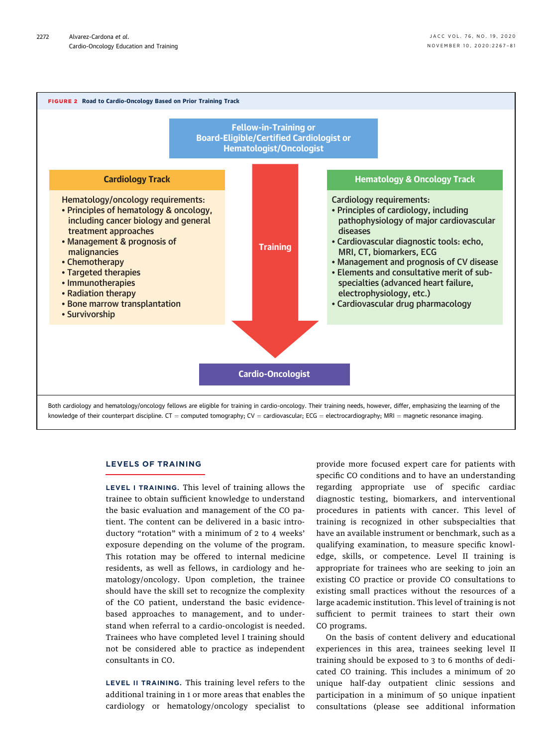**FIGURE 2** Road to Cardio-Oncology Based on Prior Training Track

Fellow-in-Training or Board-Eligible/Certified Cardiologist or Hematologist/Oncologist

**Cardiology Track**

Hematology/oncology requirements:
- Principles of hematology & oncology, including cancer biology and general treatment approaches
- Management & prognosis of malignancies
- Chemotherapy
- Targeted therapies
- Immunotherapies
- Radiation therapy
- Bone marrow transplantation
- Survivorship

**Training**

**Hematology & Oncology Track**

Cardiology requirements:
- Principles of cardiology, including pathophysiology of major cardiovascular diseases
- Cardiovascular diagnostic tools: echo, MRI, CT, biomarkers, ECG
- Management and prognosis of CV disease
- Elements and consultative merit of subspecialties (advanced heart failure, electrophysiology, etc.)
- Cardiovascular drug pharmacology

**Cardio-Oncologist**

Both cardiology and hematology/oncology fellows are eligible for training in cardio-oncology. Their training needs, however, differ, emphasizing the learning of the knowledge of their counterpart discipline. CT = computed tomography; CV = cardiovascular; ECG = electrocardiography; MRI = magnetic resonance imaging.

## LEVELS OF TRAINING

**LEVEL I TRAINING.** This level of training allows the trainee to obtain sufficient knowledge to understand the basic evaluation and management of the CO patient. The content can be delivered in a basic introductory "rotation" with a minimum of 2 to 4 weeks' exposure depending on the volume of the program. This rotation may be offered to internal medicine residents, as well as fellows, in cardiology and hematology/oncology. Upon completion, the trainee should have the skill set to recognize the complexity of the CO patient, understand the basic evidence-based approaches to management, and to understand when referral to a cardio-oncologist is needed. Trainees who have completed level I training should not be considered able to practice as independent consultants in CO.

**LEVEL II TRAINING.** This training level refers to the additional training in 1 or more areas that enables the cardiology or hematology/oncology specialist to provide more focused expert care for patients with specific CO conditions and to have an understanding regarding appropriate use of specific cardiac diagnostic testing, biomarkers, and interventional procedures in patients with cancer. This level of training is recognized in other subspecialties that have an available instrument or benchmark, such as a qualifying examination, to measure specific knowledge, skills, or competence. Level II training is appropriate for trainees who are seeking to join an existing CO practice or provide CO consultations to existing small practices without the resources of a large academic institution. This level of training is not sufficient to permit trainees to start their own CO programs.

On the basis of content delivery and educational experiences in this area, trainees seeking level II training should be exposed to 3 to 6 months of dedicated CO training. This includes a minimum of 20 unique half-day outpatient clinic sessions and participation in a minimum of 50 unique inpatient consultations (please see additional information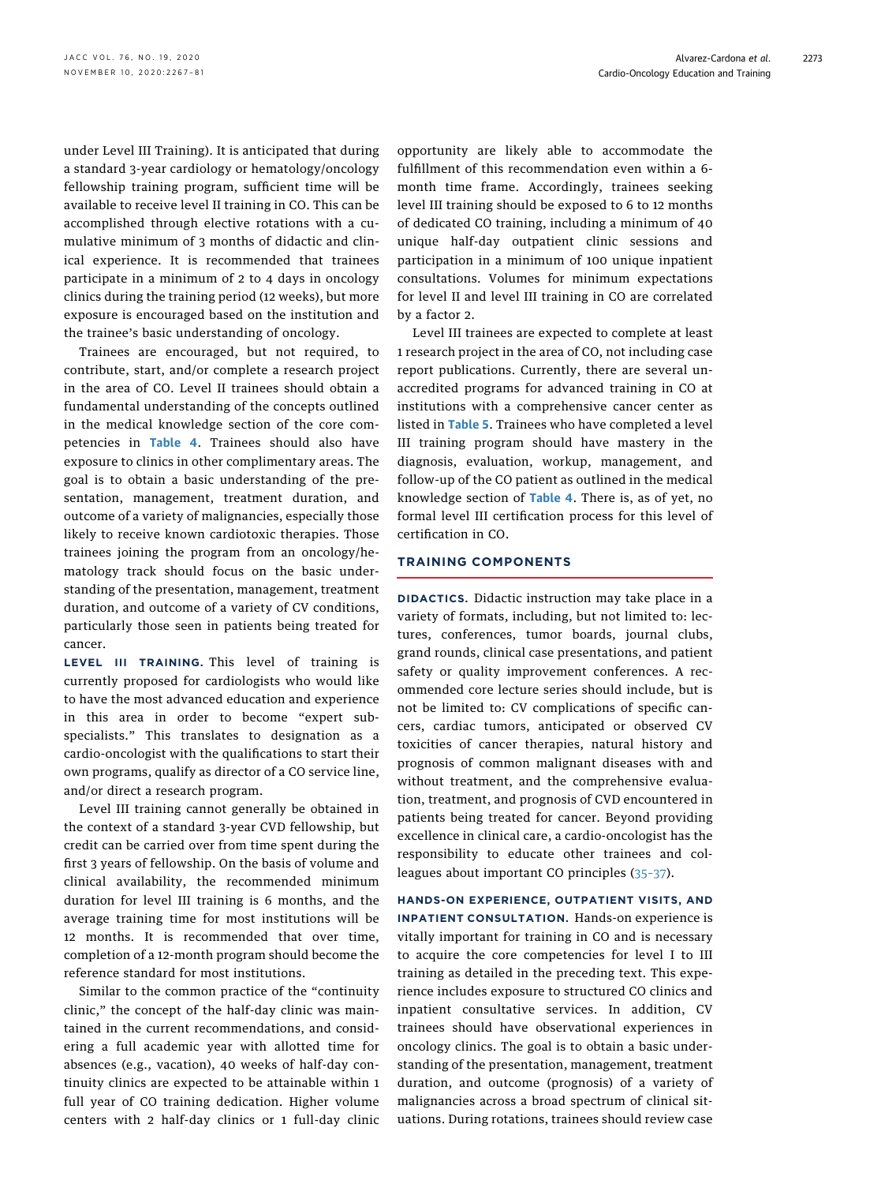under Level III Training). It is anticipated that during a standard 3-year cardiology or hematology/oncology fellowship training program, sufficient time will be available to receive level II training in CO. This can be accomplished through elective rotations with a cumulative minimum of 3 months of didactic and clinical experience. It is recommended that trainees participate in a minimum of 2 to 4 days in oncology clinics during the training period (12 weeks), but more exposure is encouraged based on the institution and the trainee's basic understanding of oncology.

Trainees are encouraged, but not required, to contribute, start, and/or complete a research project in the area of CO. Level II trainees should obtain a fundamental understanding of the concepts outlined in the medical knowledge section of the core competencies in **Table 4**. Trainees should also have exposure to clinics in other complimentary areas. The goal is to obtain a basic understanding of the presentation, management, treatment duration, and outcome of a variety of malignancies, especially those likely to receive known cardiotoxic therapies. Those trainees joining the program from an oncology/hematology track should focus on the basic understanding of the presentation, management, treatment duration, and outcome of a variety of CV conditions, particularly those seen in patients being treated for cancer.

**LEVEL III TRAINING.** This level of training is currently proposed for cardiologists who would like to have the most advanced education and experience in this area in order to become "expert subspecialists." This translates to designation as a cardio-oncologist with the qualifications to start their own programs, qualify as director of a CO service line, and/or direct a research program.

Level III training cannot generally be obtained in the context of a standard 3-year CVD fellowship, but credit can be carried over from time spent during the first 3 years of fellowship. On the basis of volume and clinical availability, the recommended minimum duration for level III training is 6 months, and the average training time for most institutions will be 12 months. It is recommended that over time, completion of a 12-month program should become the reference standard for most institutions.

Similar to the common practice of the "continuity clinic," the concept of the half-day clinic was maintained in the current recommendations, and considering a full academic year with allotted time for absences (e.g., vacation), 40 weeks of half-day continuity clinics are expected to be attainable within 1 full year of CO training dedication. Higher volume centers with 2 half-day clinics or 1 full-day clinic opportunity are likely able to accommodate the fulfillment of this recommendation even within a 6-month time frame. Accordingly, trainees seeking level III training should be exposed to 6 to 12 months of dedicated CO training, including a minimum of 40 unique half-day outpatient clinic sessions and participation in a minimum of 100 unique inpatient consultations. Volumes for minimum expectations for level II and level III training in CO are correlated by a factor 2.

Level III trainees are expected to complete at least 1 research project in the area of CO, not including case report publications. Currently, there are several unaccredited programs for advanced training in CO at institutions with a comprehensive cancer center as listed in **Table 5**. Trainees who have completed a level III training program should have mastery in the diagnosis, evaluation, workup, management, and follow-up of the CO patient as outlined in the medical knowledge section of **Table 4**. There is, as of yet, no formal level III certification process for this level of certification in CO.

## TRAINING COMPONENTS

**DIDACTICS.** Didactic instruction may take place in a variety of formats, including, but not limited to: lectures, conferences, tumor boards, journal clubs, grand rounds, clinical case presentations, and patient safety or quality improvement conferences. A recommended core lecture series should include, but is not be limited to: CV complications of specific cancers, cardiac tumors, anticipated or observed CV toxicities of cancer therapies, natural history and prognosis of common malignant diseases with and without treatment, and the comprehensive evaluation, treatment, and prognosis of CVD encountered in patients being treated for cancer. Beyond providing excellence in clinical care, a cardio-oncologist has the responsibility to educate other trainees and colleagues about important CO principles (35–37).

**HANDS-ON EXPERIENCE, OUTPATIENT VISITS, AND INPATIENT CONSULTATION.** Hands-on experience is vitally important for training in CO and is necessary to acquire the core competencies for level I to III training as detailed in the preceding text. This experience includes exposure to structured CO clinics and inpatient consultative services. In addition, CV trainees should have observational experiences in oncology clinics. The goal is to obtain a basic understanding of the presentation, management, treatment duration, and outcome (prognosis) of a variety of malignancies across a broad spectrum of clinical situations. During rotations, trainees should review case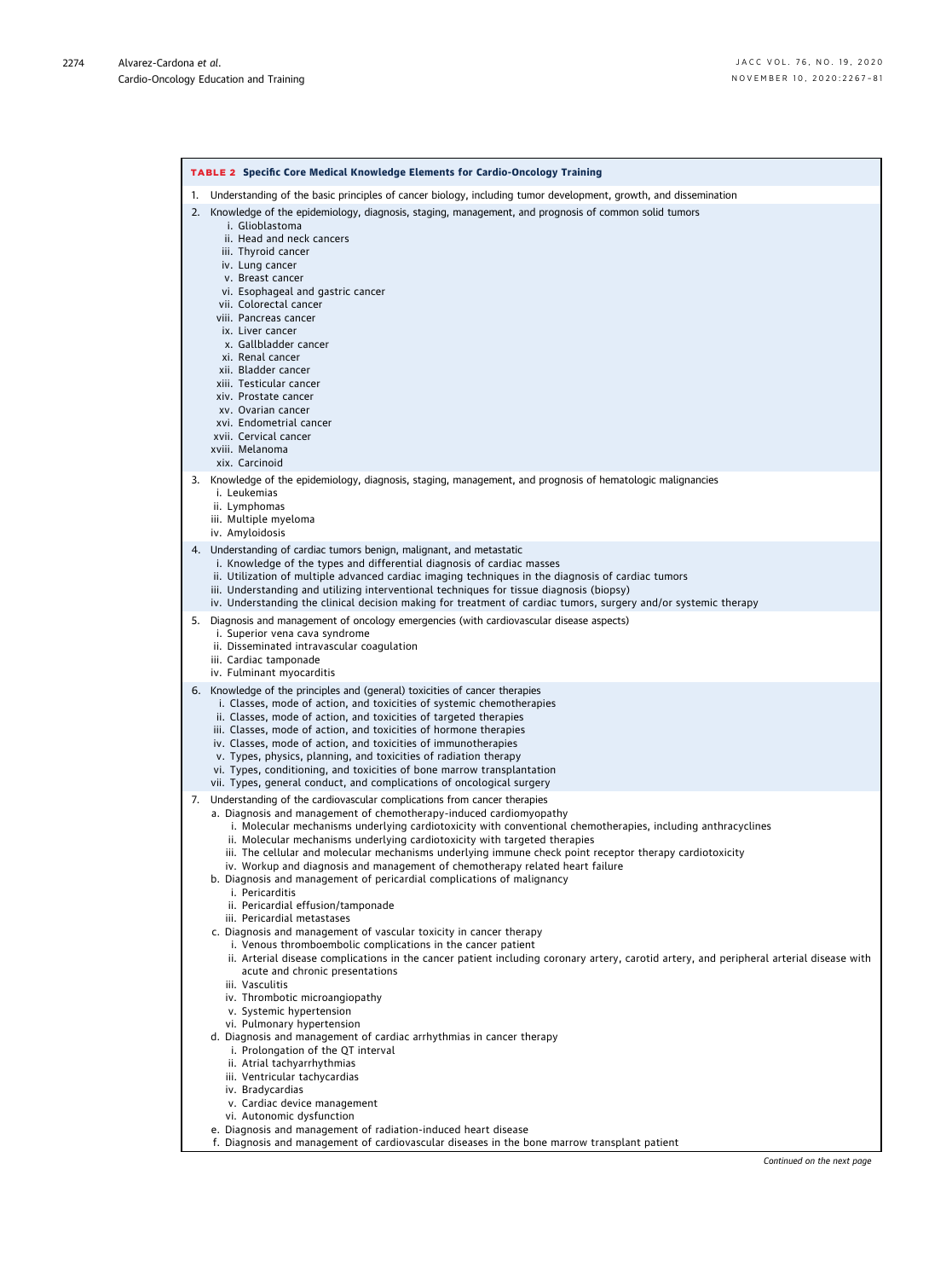**TABLE 2 Specific Core Medical Knowledge Elements for Cardio-Oncology Training**

1. Understanding of the basic principles of cancer biology, including tumor development, growth, and dissemination
2. Knowledge of the epidemiology, diagnosis, staging, management, and prognosis of common solid tumors
   - i. Glioblastoma
   - ii. Head and neck cancers
   - iii. Thyroid cancer
   - iv. Lung cancer
   - v. Breast cancer
   - vi. Esophageal and gastric cancer
   - vii. Colorectal cancer
   - viii. Pancreas cancer
   - ix. Liver cancer
   - x. Gallbladder cancer
   - xi. Renal cancer
   - xii. Bladder cancer
   - xiii. Testicular cancer
   - xiv. Prostate cancer
   - xv. Ovarian cancer
   - xvi. Endometrial cancer
   - xvii. Cervical cancer
   - xviii. Melanoma
   - xix. Carcinoid
3. Knowledge of the epidemiology, diagnosis, staging, management, and prognosis of hematologic malignancies
   - i. Leukemias
   - ii. Lymphomas
   - iii. Multiple myeloma
   - iv. Amyloidosis
4. Understanding of cardiac tumors benign, malignant, and metastatic
   - i. Knowledge of the types and differential diagnosis of cardiac masses
   - ii. Utilization of multiple advanced cardiac imaging techniques in the diagnosis of cardiac tumors
   - iii. Understanding and utilizing interventional techniques for tissue diagnosis (biopsy)
   - iv. Understanding the clinical decision making for treatment of cardiac tumors, surgery and/or systemic therapy
5. Diagnosis and management of oncology emergencies (with cardiovascular disease aspects)
   - i. Superior vena cava syndrome
   - ii. Disseminated intravascular coagulation
   - iii. Cardiac tamponade
   - iv. Fulminant myocarditis
6. Knowledge of the principles and (general) toxicities of cancer therapies
   - i. Classes, mode of action, and toxicities of systemic chemotherapies
   - ii. Classes, mode of action, and toxicities of targeted therapies
   - iii. Classes, mode of action, and toxicities of hormone therapies
   - iv. Classes, mode of action, and toxicities of immunotherapies
   - v. Types, physics, planning, and toxicities of radiation therapy
   - vi. Types, conditioning, and toxicities of bone marrow transplantation
   - vii. Types, general conduct, and complications of oncological surgery
7. Understanding of the cardiovascular complications from cancer therapies
   - a. Diagnosis and management of chemotherapy-induced cardiomyopathy
     - i. Molecular mechanisms underlying cardiotoxicity with conventional chemotherapies, including anthracyclines
     - ii. Molecular mechanisms underlying cardiotoxicity with targeted therapies
     - iii. The cellular and molecular mechanisms underlying immune check point receptor therapy cardiotoxicity
     - iv. Workup and diagnosis and management of chemotherapy related heart failure
   - b. Diagnosis and management of pericardial complications of malignancy
     - i. Pericarditis
     - ii. Pericardial effusion/tamponade
     - iii. Pericardial metastases
   - c. Diagnosis and management of vascular toxicity in cancer therapy
     - i. Venous thromboembolic complications in the cancer patient
     - ii. Arterial disease complications in the cancer patient including coronary artery, carotid artery, and peripheral arterial disease with acute and chronic presentations
     - iii. Vasculitis
     - iv. Thrombotic microangiopathy
     - v. Systemic hypertension
     - vi. Pulmonary hypertension
   - d. Diagnosis and management of cardiac arrhythmias in cancer therapy
     - i. Prolongation of the QT interval
     - ii. Atrial tachyarrhythmias
     - iii. Ventricular tachycardias
     - iv. Bradycardias
     - v. Cardiac device management
     - vi. Autonomic dysfunction
   - e. Diagnosis and management of radiation-induced heart disease
   - f. Diagnosis and management of cardiovascular diseases in the bone marrow transplant patient

*Continued on the next page*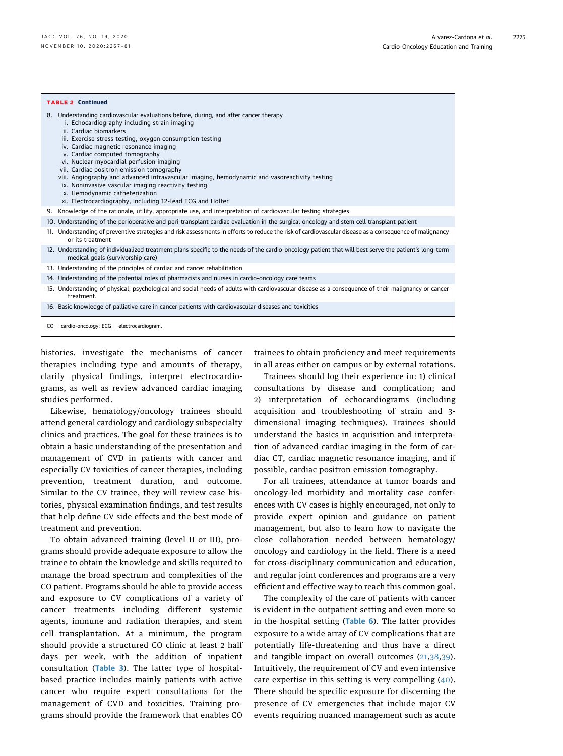**TABLE 2 Continued**

| |
|---|
| 8. Understanding cardiovascular evaluations before, during, and after cancer therapy<br>i. Echocardiography including strain imaging<br>ii. Cardiac biomarkers<br>iii. Exercise stress testing, oxygen consumption testing<br>iv. Cardiac magnetic resonance imaging<br>v. Cardiac computed tomography<br>vi. Nuclear myocardial perfusion imaging<br>vii. Cardiac positron emission tomography<br>viii. Angiography and advanced intravascular imaging, hemodynamic and vasoreactivity testing<br>ix. Noninvasive vascular imaging reactivity testing<br>x. Hemodynamic catheterization<br>xi. Electrocardiography, including 12-lead ECG and Holter |
| 9. Knowledge of the rationale, utility, appropriate use, and interpretation of cardiovascular testing strategies |
| 10. Understanding of the perioperative and peri-transplant cardiac evaluation in the surgical oncology and stem cell transplant patient |
| 11. Understanding of preventive strategies and risk assessments in efforts to reduce the risk of cardiovascular disease as a consequence of malignancy or its treatment |
| 12. Understanding of individualized treatment plans specific to the needs of the cardio-oncology patient that will best serve the patient's long-term medical goals (survivorship care) |
| 13. Understanding of the principles of cardiac and cancer rehabilitation |
| 14. Understanding of the potential roles of pharmacists and nurses in cardio-oncology care teams |
| 15. Understanding of physical, psychological and social needs of adults with cardiovascular disease as a consequence of their malignancy or cancer treatment. |
| 16. Basic knowledge of palliative care in cancer patients with cardiovascular diseases and toxicities |

CO = cardio-oncology; ECG = electrocardiogram.

histories, investigate the mechanisms of cancer therapies including type and amounts of therapy, clarify physical findings, interpret electrocardiograms, as well as review advanced cardiac imaging studies performed.

Likewise, hematology/oncology trainees should attend general cardiology and cardiology subspecialty clinics and practices. The goal for these trainees is to obtain a basic understanding of the presentation and management of CVD in patients with cancer and especially CV toxicities of cancer therapies, including prevention, treatment duration, and outcome. Similar to the CV trainee, they will review case histories, physical examination findings, and test results that help define CV side effects and the best mode of treatment and prevention.

To obtain advanced training (level II or III), programs should provide adequate exposure to allow the trainee to obtain the knowledge and skills required to manage the broad spectrum and complexities of the CO patient. Programs should be able to provide access and exposure to CV complications of a variety of cancer treatments including different systemic agents, immune and radiation therapies, and stem cell transplantation. At a minimum, the program should provide a structured CO clinic at least 2 half days per week, with the addition of inpatient consultation (Table 3). The latter type of hospital-based practice includes mainly patients with active cancer who require expert consultations for the management of CVD and toxicities. Training programs should provide the framework that enables CO trainees to obtain proficiency and meet requirements in all areas either on campus or by external rotations.

Trainees should log their experience in: 1) clinical consultations by disease and complication; and 2) interpretation of echocardiograms (including acquisition and troubleshooting of strain and 3-dimensional imaging techniques). Trainees should understand the basics in acquisition and interpretation of advanced cardiac imaging in the form of cardiac CT, cardiac magnetic resonance imaging, and if possible, cardiac positron emission tomography.

For all trainees, attendance at tumor boards and oncology-led morbidity and mortality case conferences with CV cases is highly encouraged, not only to provide expert opinion and guidance on patient management, but also to learn how to navigate the close collaboration needed between hematology/oncology and cardiology in the field. There is a need for cross-disciplinary communication and education, and regular joint conferences and programs are a very efficient and effective way to reach this common goal.

The complexity of the care of patients with cancer is evident in the outpatient setting and even more so in the hospital setting (Table 6). The latter provides exposure to a wide array of CV complications that are potentially life-threatening and thus have a direct and tangible impact on overall outcomes (21,38,39). Intuitively, the requirement of CV and even intensive care expertise in this setting is very compelling (40). There should be specific exposure for discerning the presence of CV emergencies that include major CV events requiring nuanced management such as acute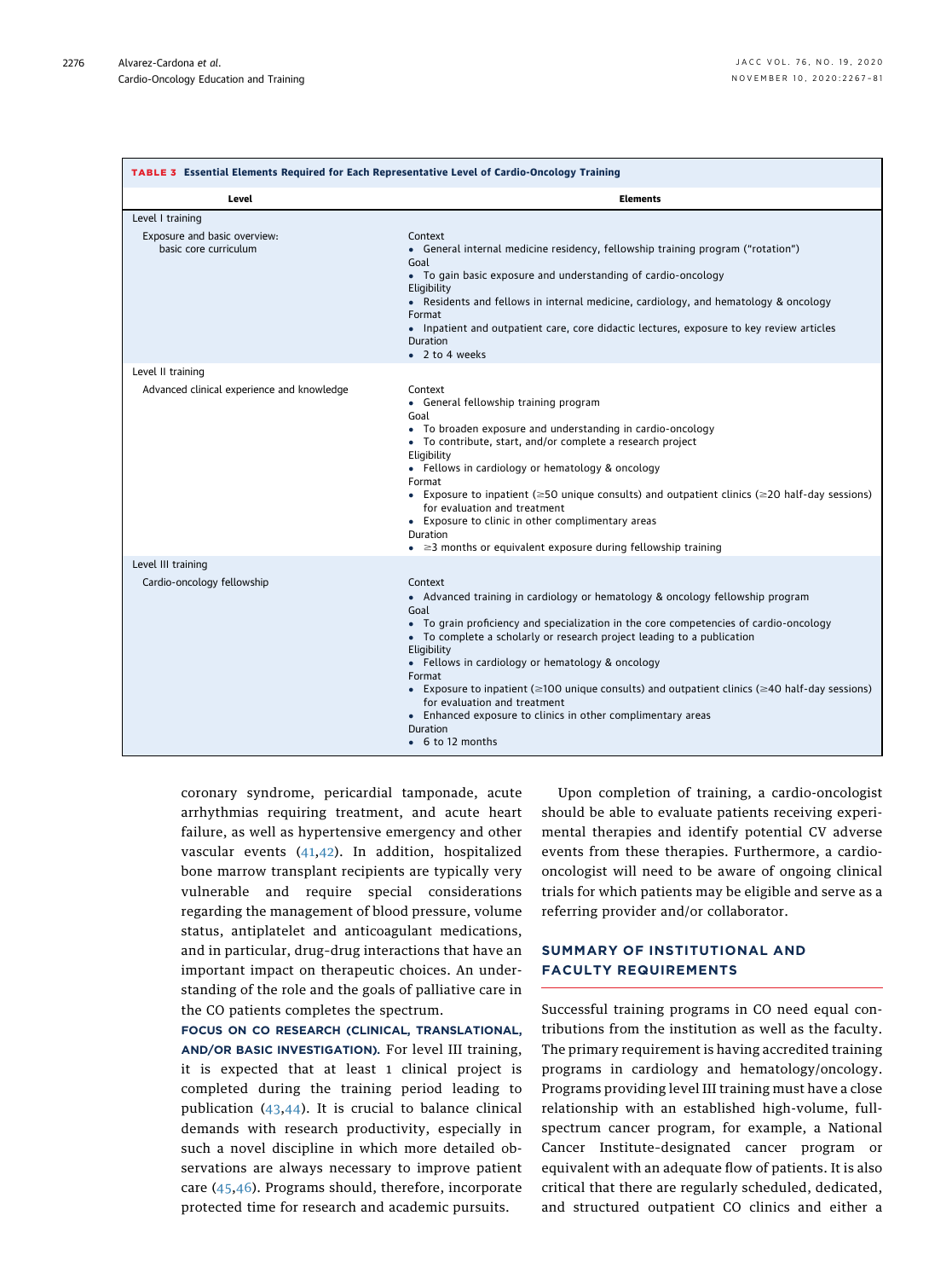**TABLE 3 Essential Elements Required for Each Representative Level of Cardio-Oncology Training**

| Level | Elements |
|---|---|
| **Level I training** | |
| Exposure and basic overview: basic core curriculum | Context<br>• General internal medicine residency, fellowship training program ("rotation")<br>Goal<br>• To gain basic exposure and understanding of cardio-oncology<br>Eligibility<br>• Residents and fellows in internal medicine, cardiology, and hematology & oncology<br>Format<br>• Inpatient and outpatient care, core didactic lectures, exposure to key review articles<br>Duration<br>• 2 to 4 weeks |
| **Level II training** | |
| Advanced clinical experience and knowledge | Context<br>• General fellowship training program<br>Goal<br>• To broaden exposure and understanding in cardio-oncology<br>• To contribute, start, and/or complete a research project<br>Eligibility<br>• Fellows in cardiology or hematology & oncology<br>Format<br>• Exposure to inpatient (≥50 unique consults) and outpatient clinics (≥20 half-day sessions) for evaluation and treatment<br>• Exposure to clinic in other complimentary areas<br>Duration<br>• ≥3 months or equivalent exposure during fellowship training |
| **Level III training** | |
| Cardio-oncology fellowship | Context<br>• Advanced training in cardiology or hematology & oncology fellowship program<br>Goal<br>• To grain proficiency and specialization in the core competencies of cardio-oncology<br>• To complete a scholarly or research project leading to a publication<br>Eligibility<br>• Fellows in cardiology or hematology & oncology<br>Format<br>• Exposure to inpatient (≥100 unique consults) and outpatient clinics (≥40 half-day sessions) for evaluation and treatment<br>• Enhanced exposure to clinics in other complimentary areas<br>Duration<br>• 6 to 12 months |

coronary syndrome, pericardial tamponade, acute arrhythmias requiring treatment, and acute heart failure, as well as hypertensive emergency and other vascular events (41,42). In addition, hospitalized bone marrow transplant recipients are typically very vulnerable and require special considerations regarding the management of blood pressure, volume status, antiplatelet and anticoagulant medications, and in particular, drug-drug interactions that have an important impact on therapeutic choices. An understanding of the role and the goals of palliative care in the CO patients completes the spectrum.

**FOCUS ON CO RESEARCH (CLINICAL, TRANSLATIONAL, AND/OR BASIC INVESTIGATION).** For level III training, it is expected that at least 1 clinical project is completed during the training period leading to publication (43,44). It is crucial to balance clinical demands with research productivity, especially in such a novel discipline in which more detailed observations are always necessary to improve patient care (45,46). Programs should, therefore, incorporate protected time for research and academic pursuits.

Upon completion of training, a cardio-oncologist should be able to evaluate patients receiving experimental therapies and identify potential CV adverse events from these therapies. Furthermore, a cardio-oncologist will need to be aware of ongoing clinical trials for which patients may be eligible and serve as a referring provider and/or collaborator.

## SUMMARY OF INSTITUTIONAL AND FACULTY REQUIREMENTS

Successful training programs in CO need equal contributions from the institution as well as the faculty. The primary requirement is having accredited training programs in cardiology and hematology/oncology. Programs providing level III training must have a close relationship with an established high-volume, full-spectrum cancer program, for example, a National Cancer Institute-designated cancer program or equivalent with an adequate flow of patients. It is also critical that there are regularly scheduled, dedicated, and structured outpatient CO clinics and either a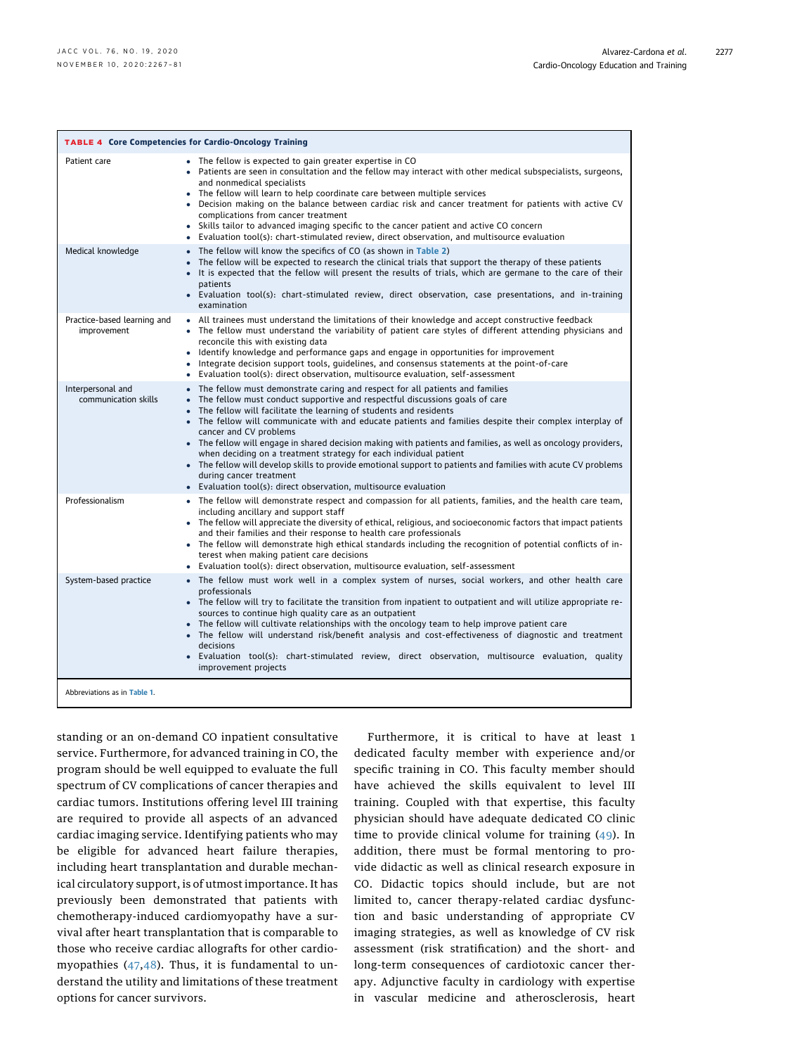**TABLE 4 Core Competencies for Cardio-Oncology Training**

| | |
|---|---|
| Patient care | • The fellow is expected to gain greater expertise in CO<br>• Patients are seen in consultation and the fellow may interact with other medical subspecialists, surgeons, and nonmedical specialists<br>• The fellow will learn to help coordinate care between multiple services<br>• Decision making on the balance between cardiac risk and cancer treatment for patients with active CV complications from cancer treatment<br>• Skills tailor to advanced imaging specific to the cancer patient and active CO concern<br>• Evaluation tool(s): chart-stimulated review, direct observation, and multisource evaluation |
| Medical knowledge | • The fellow will know the specifics of CO (as shown in Table 2)<br>• The fellow will be expected to research the clinical trials that support the therapy of these patients<br>• It is expected that the fellow will present the results of trials, which are germane to the care of their patients<br>• Evaluation tool(s): chart-stimulated review, direct observation, case presentations, and in-training examination |
| Practice-based learning and improvement | • All trainees must understand the limitations of their knowledge and accept constructive feedback<br>• The fellow must understand the variability of patient care styles of different attending physicians and reconcile this with existing data<br>• Identify knowledge and performance gaps and engage in opportunities for improvement<br>• Integrate decision support tools, guidelines, and consensus statements at the point-of-care<br>• Evaluation tool(s): direct observation, multisource evaluation, self-assessment |
| Interpersonal and communication skills | • The fellow must demonstrate caring and respect for all patients and families<br>• The fellow must conduct supportive and respectful discussions goals of care<br>• The fellow will facilitate the learning of students and residents<br>• The fellow will communicate with and educate patients and families despite their complex interplay of cancer and CV problems<br>• The fellow will engage in shared decision making with patients and families, as well as oncology providers, when deciding on a treatment strategy for each individual patient<br>• The fellow will develop skills to provide emotional support to patients and families with acute CV problems during cancer treatment<br>• Evaluation tool(s): direct observation, multisource evaluation |
| Professionalism | • The fellow will demonstrate respect and compassion for all patients, families, and the health care team, including ancillary and support staff<br>• The fellow will appreciate the diversity of ethical, religious, and socioeconomic factors that impact patients and their families and their response to health care professionals<br>• The fellow will demonstrate high ethical standards including the recognition of potential conflicts of interest when making patient care decisions<br>• Evaluation tool(s): direct observation, multisource evaluation, self-assessment |
| System-based practice | • The fellow must work well in a complex system of nurses, social workers, and other health care professionals<br>• The fellow will try to facilitate the transition from inpatient to outpatient and will utilize appropriate resources to continue high quality care as an outpatient<br>• The fellow will cultivate relationships with the oncology team to help improve patient care<br>• The fellow will understand risk/benefit analysis and cost-effectiveness of diagnostic and treatment decisions<br>• Evaluation tool(s): chart-stimulated review, direct observation, multisource evaluation, quality improvement projects |

Abbreviations as in Table 1.

standing or an on-demand CO inpatient consultative service. Furthermore, for advanced training in CO, the program should be well equipped to evaluate the full spectrum of CV complications of cancer therapies and cardiac tumors. Institutions offering level III training are required to provide all aspects of an advanced cardiac imaging service. Identifying patients who may be eligible for advanced heart failure therapies, including heart transplantation and durable mechanical circulatory support, is of utmost importance. It has previously been demonstrated that patients with chemotherapy-induced cardiomyopathy have a survival after heart transplantation that is comparable to those who receive cardiac allografts for other cardiomyopathies (47,48). Thus, it is fundamental to understand the utility and limitations of these treatment options for cancer survivors.

Furthermore, it is critical to have at least 1 dedicated faculty member with experience and/or specific training in CO. This faculty member should have achieved the skills equivalent to level III training. Coupled with that expertise, this faculty physician should have adequate dedicated CO clinic time to provide clinical volume for training (49). In addition, there must be formal mentoring to provide didactic as well as clinical research exposure in CO. Didactic topics should include, but are not limited to, cancer therapy-related cardiac dysfunction and basic understanding of appropriate CV imaging strategies, as well as knowledge of CV risk assessment (risk stratification) and the short- and long-term consequences of cardiotoxic cancer therapy. Adjunctive faculty in cardiology with expertise in vascular medicine and atherosclerosis, heart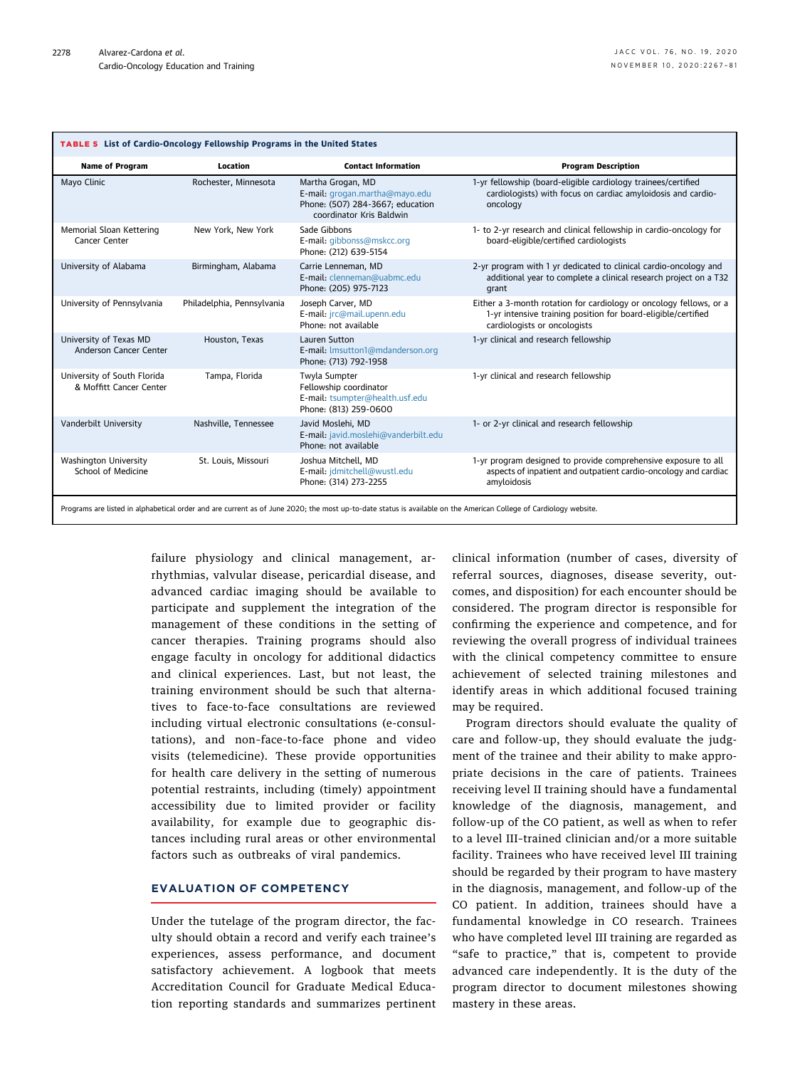**TABLE 5 List of Cardio-Oncology Fellowship Programs in the United States**

| Name of Program | Location | Contact Information | Program Description |
|---|---|---|---|
| Mayo Clinic | Rochester, Minnesota | Martha Grogan, MD<br>E-mail: grogan.martha@mayo.edu<br>Phone: (507) 284-3667; education coordinator Kris Baldwin | 1-yr fellowship (board-eligible cardiology trainees/certified cardiologists) with focus on cardiac amyloidosis and cardio-oncology |
| Memorial Sloan Kettering Cancer Center | New York, New York | Sade Gibbons<br>E-mail: gibbonss@mskcc.org<br>Phone: (212) 639-5154 | 1- to 2-yr research and clinical fellowship in cardio-oncology for board-eligible/certified cardiologists |
| University of Alabama | Birmingham, Alabama | Carrie Lenneman, MD<br>E-mail: clenneman@uabmc.edu<br>Phone: (205) 975-7123 | 2-yr program with 1 yr dedicated to clinical cardio-oncology and additional year to complete a clinical research project on a T32 grant |
| University of Pennsylvania | Philadelphia, Pennsylvania | Joseph Carver, MD<br>E-mail: jrc@mail.upenn.edu<br>Phone: not available | Either a 3-month rotation for cardiology or oncology fellows, or a 1-yr intensive training position for board-eligible/certified cardiologists or oncologists |
| University of Texas MD Anderson Cancer Center | Houston, Texas | Lauren Sutton<br>E-mail: lmsutton1@mdanderson.org<br>Phone: (713) 792-1958 | 1-yr clinical and research fellowship |
| University of South Florida & Moffitt Cancer Center | Tampa, Florida | Twyla Sumpter<br>Fellowship coordinator<br>E-mail: tsumpter@health.usf.edu<br>Phone: (813) 259-0600 | 1-yr clinical and research fellowship |
| Vanderbilt University | Nashville, Tennessee | Javid Moslehi, MD<br>E-mail: javid.moslehi@vanderbilt.edu<br>Phone: not available | 1- or 2-yr clinical and research fellowship |
| Washington University School of Medicine | St. Louis, Missouri | Joshua Mitchell, MD<br>E-mail: jdmitchell@wustl.edu<br>Phone: (314) 273-2255 | 1-yr program designed to provide comprehensive exposure to all aspects of inpatient and outpatient cardio-oncology and cardiac amyloidosis |

Programs are listed in alphabetical order and are current as of June 2020; the most up-to-date status is available on the American College of Cardiology website.

failure physiology and clinical management, arrhythmias, valvular disease, pericardial disease, and advanced cardiac imaging should be available to participate and supplement the integration of the management of these conditions in the setting of cancer therapies. Training programs should also engage faculty in oncology for additional didactics and clinical experiences. Last, but not least, the training environment should be such that alternatives to face-to-face consultations are reviewed including virtual electronic consultations (e-consultations), and non-face-to-face phone and video visits (telemedicine). These provide opportunities for health care delivery in the setting of numerous potential restraints, including (timely) appointment accessibility due to limited provider or facility availability, for example due to geographic distances including rural areas or other environmental factors such as outbreaks of viral pandemics.

## EVALUATION OF COMPETENCY

Under the tutelage of the program director, the faculty should obtain a record and verify each trainee's experiences, assess performance, and document satisfactory achievement. A logbook that meets Accreditation Council for Graduate Medical Education reporting standards and summarizes pertinent clinical information (number of cases, diversity of referral sources, diagnoses, disease severity, outcomes, and disposition) for each encounter should be considered. The program director is responsible for confirming the experience and competence, and for reviewing the overall progress of individual trainees with the clinical competency committee to ensure achievement of selected training milestones and identify areas in which additional focused training may be required.

Program directors should evaluate the quality of care and follow-up, they should evaluate the judgment of the trainee and their ability to make appropriate decisions in the care of patients. Trainees receiving level II training should have a fundamental knowledge of the diagnosis, management, and follow-up of the CO patient, as well as when to refer to a level III-trained clinician and/or a more suitable facility. Trainees who have received level III training should be regarded by their program to have mastery in the diagnosis, management, and follow-up of the CO patient. In addition, trainees should have a fundamental knowledge in CO research. Trainees who have completed level III training are regarded as "safe to practice," that is, competent to provide advanced care independently. It is the duty of the program director to document milestones showing mastery in these areas.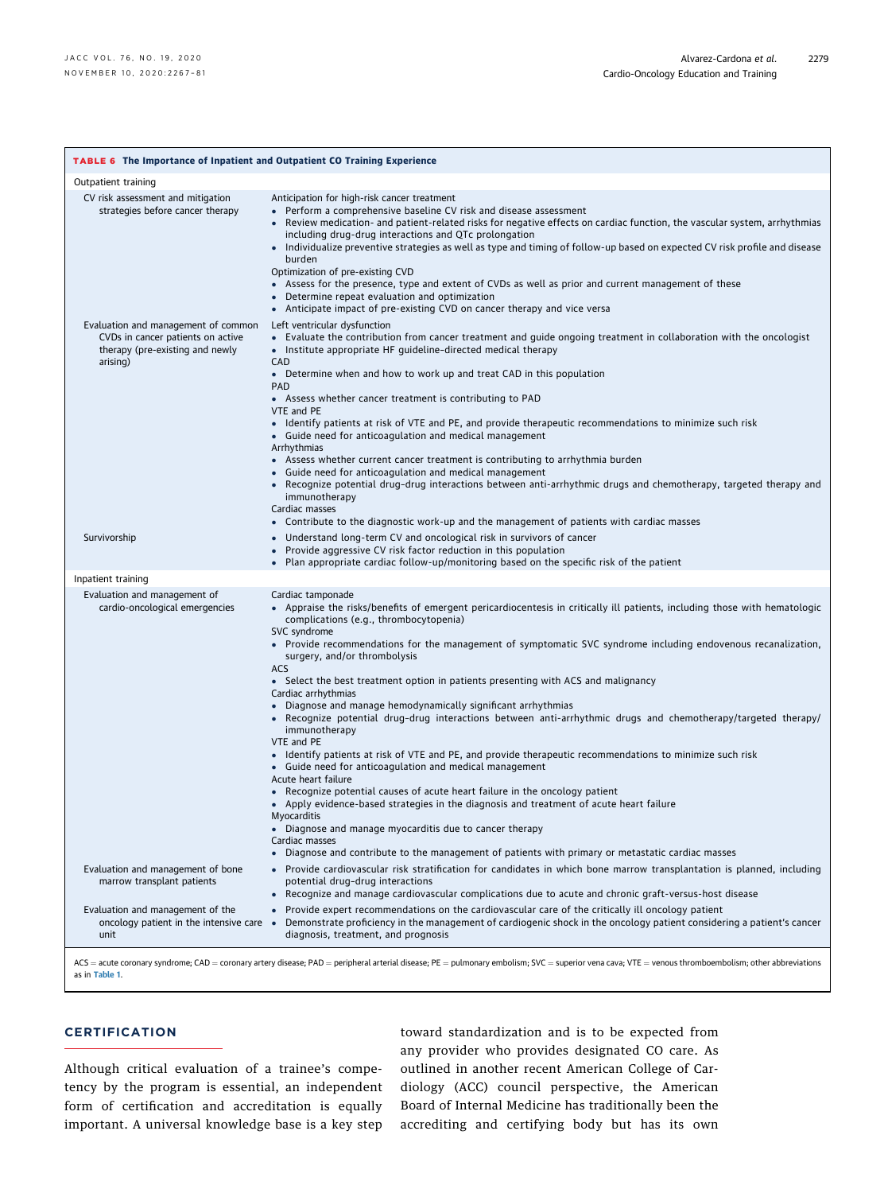**TABLE 6 The Importance of Inpatient and Outpatient CO Training Experience**

| | |
|---|---|
| **Outpatient training** | |
| CV risk assessment and mitigation strategies before cancer therapy | Anticipation for high-risk cancer treatment<br>• Perform a comprehensive baseline CV risk and disease assessment<br>• Review medication- and patient-related risks for negative effects on cardiac function, the vascular system, arrhythmias including drug-drug interactions and QTc prolongation<br>• Individualize preventive strategies as well as type and timing of follow-up based on expected CV risk profile and disease burden<br>Optimization of pre-existing CVD<br>• Assess for the presence, type and extent of CVDs as well as prior and current management of these<br>• Determine repeat evaluation and optimization<br>• Anticipate impact of pre-existing CVD on cancer therapy and vice versa |
| Evaluation and management of common CVDs in cancer patients on active therapy (pre-existing and newly arising) | Left ventricular dysfunction<br>• Evaluate the contribution from cancer treatment and guide ongoing treatment in collaboration with the oncologist<br>• Institute appropriate HF guideline-directed medical therapy<br>CAD<br>• Determine when and how to work up and treat CAD in this population<br>PAD<br>• Assess whether cancer treatment is contributing to PAD<br>VTE and PE<br>• Identify patients at risk of VTE and PE, and provide therapeutic recommendations to minimize such risk<br>• Guide need for anticoagulation and medical management<br>Arrhythmias<br>• Assess whether current cancer treatment is contributing to arrhythmia burden<br>• Guide need for anticoagulation and medical management<br>• Recognize potential drug-drug interactions between anti-arrhythmic drugs and chemotherapy, targeted therapy and immunotherapy<br>Cardiac masses<br>• Contribute to the diagnostic work-up and the management of patients with cardiac masses |
| Survivorship | • Understand long-term CV and oncological risk in survivors of cancer<br>• Provide aggressive CV risk factor reduction in this population<br>• Plan appropriate cardiac follow-up/monitoring based on the specific risk of the patient |
| **Inpatient training** | |
| Evaluation and management of cardio-oncological emergencies | Cardiac tamponade<br>• Appraise the risks/benefits of emergent pericardiocentesis in critically ill patients, including those with hematologic complications (e.g., thrombocytopenia)<br>SVC syndrome<br>• Provide recommendations for the management of symptomatic SVC syndrome including endovenous recanalization, surgery, and/or thrombolysis<br>ACS<br>• Select the best treatment option in patients presenting with ACS and malignancy<br>Cardiac arrhythmias<br>• Diagnose and manage hemodynamically significant arrhythmias<br>• Recognize potential drug-drug interactions between anti-arrhythmic drugs and chemotherapy/targeted therapy/immunotherapy<br>VTE and PE<br>• Identify patients at risk of VTE and PE, and provide therapeutic recommendations to minimize such risk<br>• Guide need for anticoagulation and medical management<br>Acute heart failure<br>• Recognize potential causes of acute heart failure in the oncology patient<br>• Apply evidence-based strategies in the diagnosis and treatment of acute heart failure<br>Myocarditis<br>• Diagnose and manage myocarditis due to cancer therapy<br>Cardiac masses<br>• Diagnose and contribute to the management of patients with primary or metastatic cardiac masses |
| Evaluation and management of bone marrow transplant patients | • Provide cardiovascular risk stratification for candidates in which bone marrow transplantation is planned, including potential drug-drug interactions<br>• Recognize and manage cardiovascular complications due to acute and chronic graft-versus-host disease |
| Evaluation and management of the oncology patient in the intensive care unit | • Provide expert recommendations on the cardiovascular care of the critically ill oncology patient<br>• Demonstrate proficiency in the management of cardiogenic shock in the oncology patient considering a patient's cancer diagnosis, treatment, and prognosis |

ACS = acute coronary syndrome; CAD = coronary artery disease; PAD = peripheral arterial disease; PE = pulmonary embolism; SVC = superior vena cava; VTE = venous thromboembolism; other abbreviations as in Table 1.

## CERTIFICATION

Although critical evaluation of a trainee's competency by the program is essential, an independent form of certification and accreditation is equally important. A universal knowledge base is a key step toward standardization and is to be expected from any provider who provides designated CO care. As outlined in another recent American College of Cardiology (ACC) council perspective, the American Board of Internal Medicine has traditionally been the accrediting and certifying body but has its own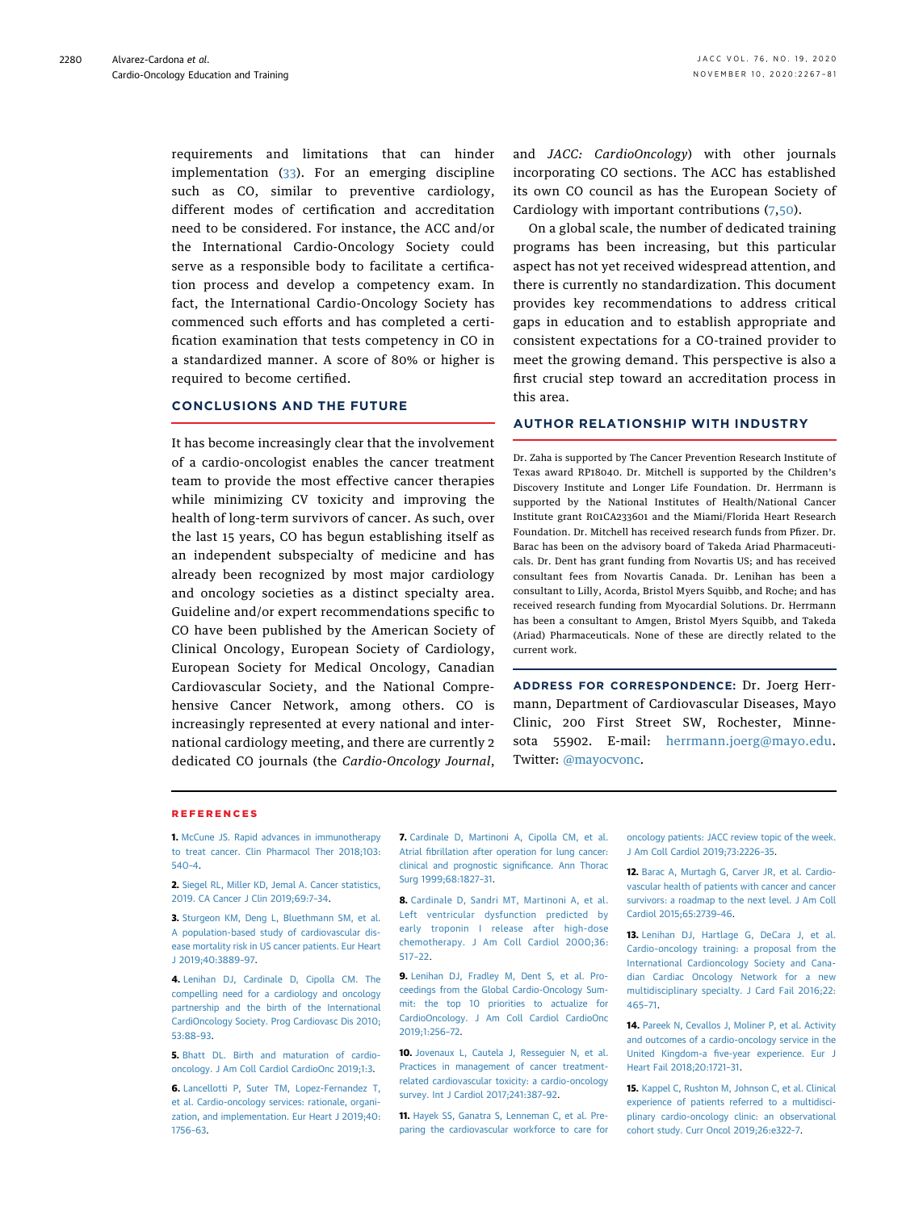requirements and limitations that can hinder implementation (33). For an emerging discipline such as CO, similar to preventive cardiology, different modes of certification and accreditation need to be considered. For instance, the ACC and/or the International Cardio-Oncology Society could serve as a responsible body to facilitate a certification process and develop a competency exam. In fact, the International Cardio-Oncology Society has commenced such efforts and has completed a certification examination that tests competency in CO in a standardized manner. A score of 80% or higher is required to become certified.

## CONCLUSIONS AND THE FUTURE

It has become increasingly clear that the involvement of a cardio-oncologist enables the cancer treatment team to provide the most effective cancer therapies while minimizing CV toxicity and improving the health of long-term survivors of cancer. As such, over the last 15 years, CO has begun establishing itself as an independent subspecialty of medicine and has already been recognized by most major cardiology and oncology societies as a distinct specialty area. Guideline and/or expert recommendations specific to CO have been published by the American Society of Clinical Oncology, European Society of Cardiology, European Society for Medical Oncology, Canadian Cardiovascular Society, and the National Comprehensive Cancer Network, among others. CO is increasingly represented at every national and international cardiology meeting, and there are currently 2 dedicated CO journals (the *Cardio-Oncology Journal*, and *JACC: CardioOncology*) with other journals incorporating CO sections. The ACC has established its own CO council as has the European Society of Cardiology with important contributions (7,50).

On a global scale, the number of dedicated training programs has been increasing, but this particular aspect has not yet received widespread attention, and there is currently no standardization. This document provides key recommendations to address critical gaps in education and to establish appropriate and consistent expectations for a CO-trained provider to meet the growing demand. This perspective is also a first crucial step toward an accreditation process in this area.

## AUTHOR RELATIONSHIP WITH INDUSTRY

Dr. Zaha is supported by The Cancer Prevention Research Institute of Texas award RP18040. Dr. Mitchell is supported by the Children's Discovery Institute and Longer Life Foundation. Dr. Herrmann is supported by the National Institutes of Health/National Cancer Institute grant R01CA233601 and the Miami/Florida Heart Research Foundation. Dr. Mitchell has received research funds from Pfizer. Dr. Barac has been on the advisory board of Takeda Ariad Pharmaceuticals. Dr. Dent has grant funding from Novartis US; and has received consultant fees from Novartis Canada. Dr. Lenihan has been a consultant to Lilly, Acorda, Bristol Myers Squibb, and Roche; and has received research funding from Myocardial Solutions. Dr. Herrmann has been a consultant to Amgen, Bristol Myers Squibb, and Takeda (Ariad) Pharmaceuticals. None of these are directly related to the current work.

**ADDRESS FOR CORRESPONDENCE:** Dr. Joerg Herrmann, Department of Cardiovascular Diseases, Mayo Clinic, 200 First Street SW, Rochester, Minnesota 55902. E-mail: herrmann.joerg@mayo.edu. Twitter: @mayocvonc.

## REFERENCES

**1.** McCune JS. Rapid advances in immunotherapy to treat cancer. Clin Pharmacol Ther 2018;103:540–4.

**2.** Siegel RL, Miller KD, Jemal A. Cancer statistics, 2019. CA Cancer J Clin 2019;69:7–34.

**3.** Sturgeon KM, Deng L, Bluethmann SM, et al. A population-based study of cardiovascular disease mortality risk in US cancer patients. Eur Heart J 2019;40:3889–97.

**4.** Lenihan DJ, Cardinale D, Cipolla CM. The compelling need for a cardiology and oncology partnership and the birth of the International CardiOncology Society. Prog Cardiovasc Dis 2010; 53:88–93.

**5.** Bhatt DL. Birth and maturation of cardio-oncology. J Am Coll Cardiol CardioOnc 2019;1:3.

**6.** Lancellotti P, Suter TM, Lopez-Fernandez T, et al. Cardio-oncology services: rationale, organization, and implementation. Eur Heart J 2019;40: 1756–63.

**7.** Cardinale D, Martinoni A, Cipolla CM, et al. Atrial fibrillation after operation for lung cancer: clinical and prognostic significance. Ann Thorac Surg 1999;68:1827–31.

**8.** Cardinale D, Sandri MT, Martinoni A, et al. Left ventricular dysfunction predicted by early troponin I release after high-dose chemotherapy. J Am Coll Cardiol 2000;36: 517–22.

**9.** Lenihan DJ, Fradley M, Dent S, et al. Proceedings from the Global Cardio-Oncology Summit: the top 10 priorities to actualize for CardioOncology. J Am Coll Cardiol CardioOnc 2019;1:256–72.

**10.** Jovenaux L, Cautela J, Resseguier N, et al. Practices in management of cancer treatment-related cardiovascular toxicity: a cardio-oncology survey. Int J Cardiol 2017;241:387–92.

**11.** Hayek SS, Ganatra S, Lenneman C, et al. Preparing the cardiovascular workforce to care for oncology patients: JACC review topic of the week. J Am Coll Cardiol 2019;73:2226–35.

**12.** Barac A, Murtagh G, Carver JR, et al. Cardiovascular health of patients with cancer and cancer survivors: a roadmap to the next level. J Am Coll Cardiol 2015;65:2739–46.

**13.** Lenihan DJ, Hartlage G, DeCara J, et al. Cardio-oncology training: a proposal from the International Cardioncology Society and Canadian Cardiac Oncology Network for a new multidisciplinary specialty. J Card Fail 2016;22: 465–71.

**14.** Pareek N, Cevallos J, Moliner P, et al. Activity and outcomes of a cardio-oncology service in the United Kingdom-a five-year experience. Eur J Heart Fail 2018;20:1721–31.

**15.** Kappel C, Rushton M, Johnson C, et al. Clinical experience of patients referred to a multidisciplinary cardio-oncology clinic: an observational cohort study. Curr Oncol 2019;26:e322–7.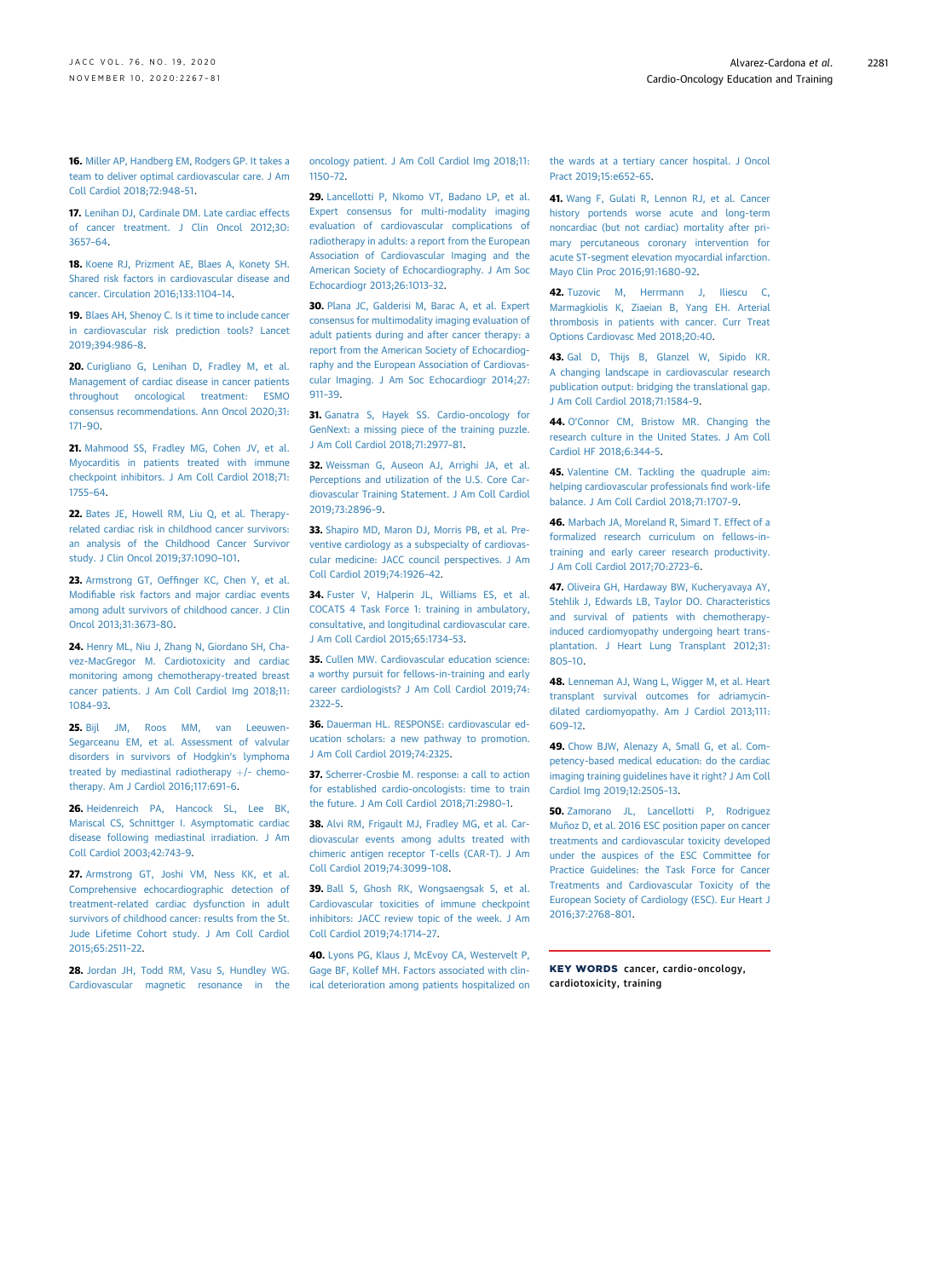**16.** Miller AP, Handberg EM, Rodgers GP. It takes a team to deliver optimal cardiovascular care. J Am Coll Cardiol 2018;72:948–51.

**17.** Lenihan DJ, Cardinale DM. Late cardiac effects of cancer treatment. J Clin Oncol 2012;30: 3657–64.

**18.** Koene RJ, Prizment AE, Blaes A, Konety SH. Shared risk factors in cardiovascular disease and cancer. Circulation 2016;133:1104–14.

**19.** Blaes AH, Shenoy C. Is it time to include cancer in cardiovascular risk prediction tools? Lancet 2019;394:986–8.

**20.** Curigliano G, Lenihan D, Fradley M, et al. Management of cardiac disease in cancer patients throughout oncological treatment: ESMO consensus recommendations. Ann Oncol 2020;31: 171–90.

**21.** Mahmood SS, Fradley MG, Cohen JV, et al. Myocarditis in patients treated with immune checkpoint inhibitors. J Am Coll Cardiol 2018;71: 1755–64.

**22.** Bates JE, Howell RM, Liu Q, et al. Therapy-related cardiac risk in childhood cancer survivors: an analysis of the Childhood Cancer Survivor study. J Clin Oncol 2019;37:1090–101.

**23.** Armstrong GT, Oeffinger KC, Chen Y, et al. Modifiable risk factors and major cardiac events among adult survivors of childhood cancer. J Clin Oncol 2013;31:3673–80.

**24.** Henry ML, Niu J, Zhang N, Giordano SH, Chavez-MacGregor M. Cardiotoxicity and cardiac monitoring among chemotherapy-treated breast cancer patients. J Am Coll Cardiol Img 2018;11: 1084–93.

**25.** Bijl JM, Roos MM, van Leeuwen-Segarceanu EM, et al. Assessment of valvular disorders in survivors of Hodgkin's lymphoma treated by mediastinal radiotherapy +/- chemotherapy. Am J Cardiol 2016;117:691–6.

**26.** Heidenreich PA, Hancock SL, Lee BK, Mariscal CS, Schnittger I. Asymptomatic cardiac disease following mediastinal irradiation. J Am Coll Cardiol 2003;42:743–9.

**27.** Armstrong GT, Joshi VM, Ness KK, et al. Comprehensive echocardiographic detection of treatment-related cardiac dysfunction in adult survivors of childhood cancer: results from the St. Jude Lifetime Cohort study. J Am Coll Cardiol 2015;65:2511–22.

**28.** Jordan JH, Todd RM, Vasu S, Hundley WG. Cardiovascular magnetic resonance in the oncology patient. J Am Coll Cardiol Img 2018;11: 1150–72.

**29.** Lancellotti P, Nkomo VT, Badano LP, et al. Expert consensus for multi-modality imaging evaluation of cardiovascular complications of radiotherapy in adults: a report from the European Association of Cardiovascular Imaging and the American Society of Echocardiography. J Am Soc Echocardiogr 2013;26:1013–32.

**30.** Plana JC, Galderisi M, Barac A, et al. Expert consensus for multimodality imaging evaluation of adult patients during and after cancer therapy: a report from the American Society of Echocardiography and the European Association of Cardiovascular Imaging. J Am Soc Echocardiogr 2014;27: 911–39.

**31.** Ganatra S, Hayek SS. Cardio-oncology for GenNext: a missing piece of the training puzzle. J Am Coll Cardiol 2018;71:2977–81.

**32.** Weissman G, Auseon AJ, Arrighi JA, et al. Perceptions and utilization of the U.S. Core Cardiovascular Training Statement. J Am Coll Cardiol 2019;73:2896–9.

**33.** Shapiro MD, Maron DJ, Morris PB, et al. Preventive cardiology as a subspecialty of cardiovascular medicine: JACC council perspectives. J Am Coll Cardiol 2019;74:1926–42.

**34.** Fuster V, Halperin JL, Williams ES, et al. COCATS 4 Task Force 1: training in ambulatory, consultative, and longitudinal cardiovascular care. J Am Coll Cardiol 2015;65:1734–53.

**35.** Cullen MW. Cardiovascular education science: a worthy pursuit for fellows-in-training and early career cardiologists? J Am Coll Cardiol 2019;74: 2322–5.

**36.** Dauerman HL. RESPONSE: cardiovascular education scholars: a new pathway to promotion. J Am Coll Cardiol 2019;74:2325.

**37.** Scherrer-Crosbie M. response: a call to action for established cardio-oncologists: time to train the future. J Am Coll Cardiol 2018;71:2980–1.

**38.** Alvi RM, Frigault MJ, Fradley MG, et al. Cardiovascular events among adults treated with chimeric antigen receptor T-cells (CAR-T). J Am Coll Cardiol 2019;74:3099–108.

**39.** Ball S, Ghosh RK, Wongsaengsak S, et al. Cardiovascular toxicities of immune checkpoint inhibitors: JACC review topic of the week. J Am Coll Cardiol 2019;74:1714–27.

**40.** Lyons PG, Klaus J, McEvoy CA, Westervelt P, Gage BF, Kollef MH. Factors associated with clinical deterioration among patients hospitalized on the wards at a tertiary cancer hospital. J Oncol Pract 2019;15:e652–65.

**41.** Wang F, Gulati R, Lennon RJ, et al. Cancer history portends worse acute and long-term noncardiac (but not cardiac) mortality after primary percutaneous coronary intervention for acute ST-segment elevation myocardial infarction. Mayo Clin Proc 2016;91:1680–92.

**42.** Tuzovic M, Herrmann J, Iliescu C, Marmagkiolis K, Ziaeian B, Yang EH. Arterial thrombosis in patients with cancer. Curr Treat Options Cardiovasc Med 2018;20:40.

**43.** Gal D, Thijs B, Glanzel W, Sipido KR. A changing landscape in cardiovascular research publication output: bridging the translational gap. J Am Coll Cardiol 2018;71:1584–9.

**44.** O'Connor CM, Bristow MR. Changing the research culture in the United States. J Am Coll Cardiol HF 2018;6:344–5.

**45.** Valentine CM. Tackling the quadruple aim: helping cardiovascular professionals find work-life balance. J Am Coll Cardiol 2018;71:1707–9.

**46.** Marbach JA, Moreland R, Simard T. Effect of a formalized research curriculum on fellows-in-training and early career research productivity. J Am Coll Cardiol 2017;70:2723–6.

**47.** Oliveira GH, Hardaway BW, Kucheryavaya AY, Stehlik J, Edwards LB, Taylor DO. Characteristics and survival of patients with chemotherapy-induced cardiomyopathy undergoing heart transplantation. J Heart Lung Transplant 2012;31: 805–10.

**48.** Lenneman AJ, Wang L, Wigger M, et al. Heart transplant survival outcomes for adriamycin-dilated cardiomyopathy. Am J Cardiol 2013;111: 609–12.

**49.** Chow BJW, Alenazy A, Small G, et al. Competency-based medical education: do the cardiac imaging training guidelines have it right? J Am Coll Cardiol Img 2019;12:2505–13.

**50.** Zamorano JL, Lancellotti P, Rodriguez Muñoz D, et al. 2016 ESC position paper on cancer treatments and cardiovascular toxicity developed under the auspices of the ESC Committee for Practice Guidelines: the Task Force for Cancer Treatments and Cardiovascular Toxicity of the European Society of Cardiology (ESC). Eur Heart J 2016;37:2768–801.

**KEY WORDS** cancer, cardio-oncology, cardiotoxicity, training